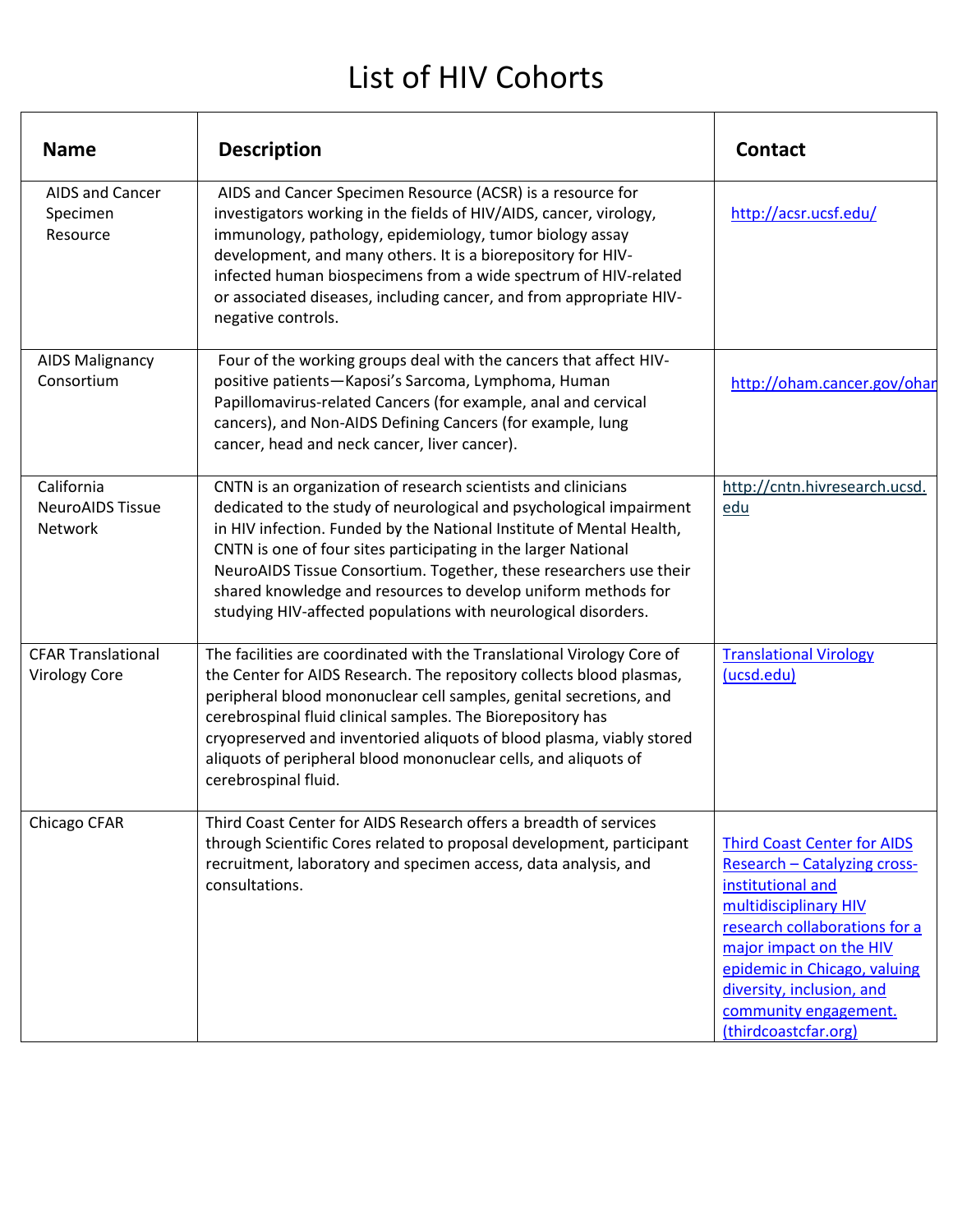# List of HIV Cohorts

| Name | Description | Contact |
|---|---|---|
| AIDS and Cancer Specimen Resource | AIDS and Cancer Specimen Resource (ACSR) is a resource for investigators working in the fields of HIV/AIDS, cancer, virology, immunology, pathology, epidemiology, tumor biology assay development, and many others. It is a biorepository for HIV-infected human biospecimens from a wide spectrum of HIV-related or associated diseases, including cancer, and from appropriate HIV-negative controls. | http://acsr.ucsf.edu/ |
| AIDS Malignancy Consortium | Four of the working groups deal with the cancers that affect HIV-positive patients—Kaposi's Sarcoma, Lymphoma, Human Papillomavirus-related Cancers (for example, anal and cervical cancers), and Non-AIDS Defining Cancers (for example, lung cancer, head and neck cancer, liver cancer). | http://oham.cancer.gov/ohar |
| California NeuroAIDS Tissue Network | CNTN is an organization of research scientists and clinicians dedicated to the study of neurological and psychological impairment in HIV infection. Funded by the National Institute of Mental Health, CNTN is one of four sites participating in the larger National NeuroAIDS Tissue Consortium. Together, these researchers use their shared knowledge and resources to develop uniform methods for studying HIV-affected populations with neurological disorders. | http://cntn.hivresearch.ucsd.edu |
| CFAR Translational Virology Core | The facilities are coordinated with the Translational Virology Core of the Center for AIDS Research. The repository collects blood plasmas, peripheral blood mononuclear cell samples, genital secretions, and cerebrospinal fluid clinical samples. The Biorepository has cryopreserved and inventoried aliquots of blood plasma, viably stored aliquots of peripheral blood mononuclear cells, and aliquots of cerebrospinal fluid. | Translational Virology (ucsd.edu) |
| Chicago CFAR | Third Coast Center for AIDS Research offers a breadth of services through Scientific Cores related to proposal development, participant recruitment, laboratory and specimen access, data analysis, and consultations. | Third Coast Center for AIDS Research – Catalyzing cross-institutional and multidisciplinary HIV research collaborations for a major impact on the HIV epidemic in Chicago, valuing diversity, inclusion, and community engagement. (thirdcoastcfar.org) |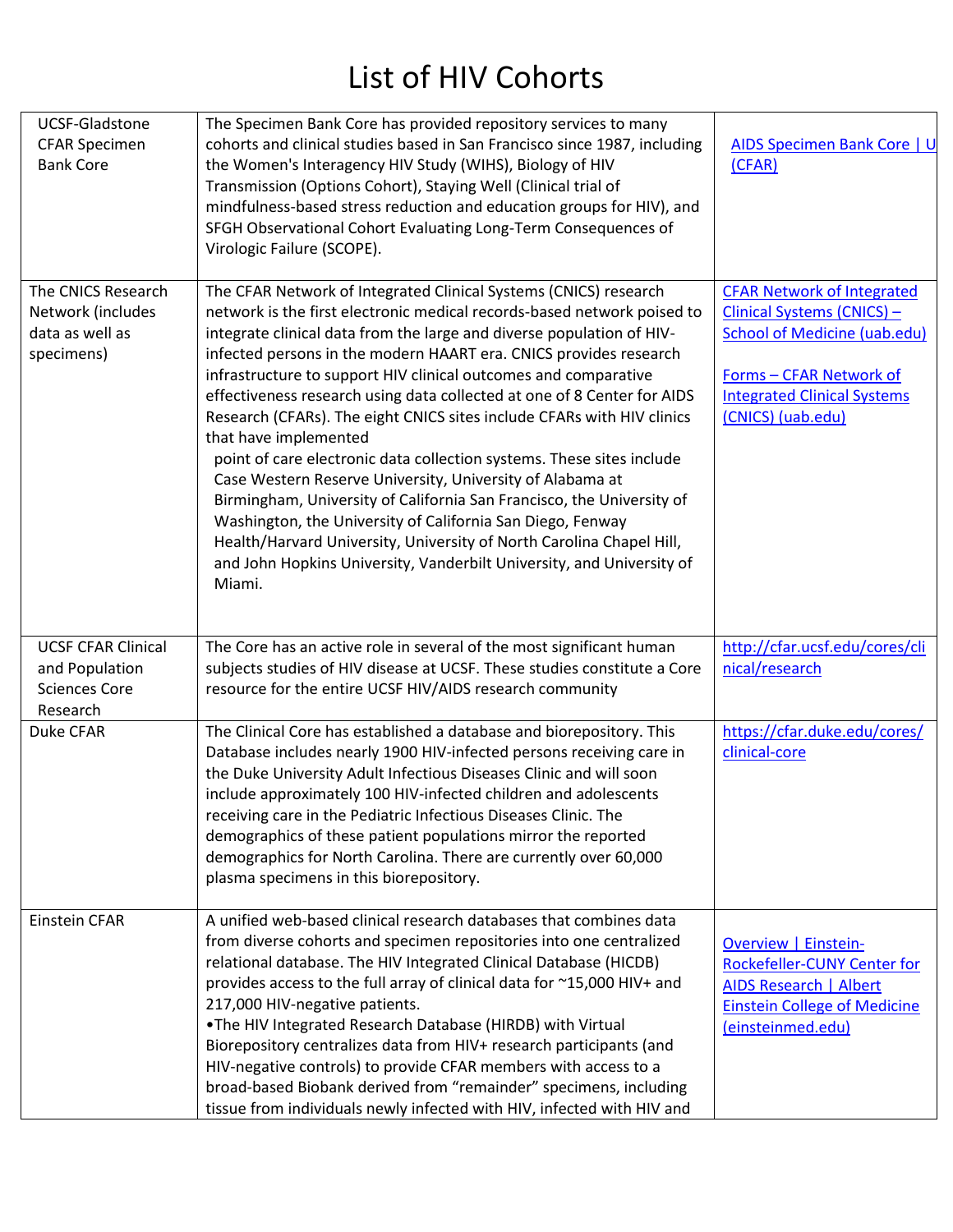# List of HIV Cohorts

| | | |
|---|---|---|
| UCSF-Gladstone CFAR Specimen Bank Core | The Specimen Bank Core has provided repository services to many cohorts and clinical studies based in San Francisco since 1987, including the Women's Interagency HIV Study (WIHS), Biology of HIV Transmission (Options Cohort), Staying Well (Clinical trial of mindfulness-based stress reduction and education groups for HIV), and SFGH Observational Cohort Evaluating Long-Term Consequences of Virologic Failure (SCOPE). | AIDS Specimen Bank Core \| U (CFAR) |
| The CNICS Research Network (includes data as well as specimens) | The CFAR Network of Integrated Clinical Systems (CNICS) research network is the first electronic medical records-based network poised to integrate clinical data from the large and diverse population of HIV-infected persons in the modern HAART era. CNICS provides research infrastructure to support HIV clinical outcomes and comparative effectiveness research using data collected at one of 8 Center for AIDS Research (CFARs). The eight CNICS sites include CFARs with HIV clinics that have implemented point of care electronic data collection systems. These sites include Case Western Reserve University, University of Alabama at Birmingham, University of California San Francisco, the University of Washington, the University of California San Diego, Fenway Health/Harvard University, University of North Carolina Chapel Hill, and John Hopkins University, Vanderbilt University, and University of Miami. | CFAR Network of Integrated Clinical Systems (CNICS) – School of Medicine (uab.edu)<br><br>Forms – CFAR Network of Integrated Clinical Systems (CNICS) (uab.edu) |
| UCSF CFAR Clinical and Population Sciences Core Research | The Core has an active role in several of the most significant human subjects studies of HIV disease at UCSF. These studies constitute a Core resource for the entire UCSF HIV/AIDS research community | http://cfar.ucsf.edu/cores/clinical/research |
| Duke CFAR | The Clinical Core has established a database and biorepository. This Database includes nearly 1900 HIV-infected persons receiving care in the Duke University Adult Infectious Diseases Clinic and will soon include approximately 100 HIV-infected children and adolescents receiving care in the Pediatric Infectious Diseases Clinic. The demographics of these patient populations mirror the reported demographics for North Carolina. There are currently over 60,000 plasma specimens in this biorepository. | https://cfar.duke.edu/cores/clinical-core |
| Einstein CFAR | A unified web-based clinical research databases that combines data from diverse cohorts and specimen repositories into one centralized relational database. The HIV Integrated Clinical Database (HICDB) provides access to the full array of clinical data for ~15,000 HIV+ and 217,000 HIV-negative patients.<br>•The HIV Integrated Research Database (HIRDB) with Virtual Biorepository centralizes data from HIV+ research participants (and HIV-negative controls) to provide CFAR members with access to a broad-based Biobank derived from "remainder" specimens, including tissue from individuals newly infected with HIV, infected with HIV and | Overview \| Einstein-Rockefeller-CUNY Center for AIDS Research \| Albert Einstein College of Medicine (einsteinmed.edu) |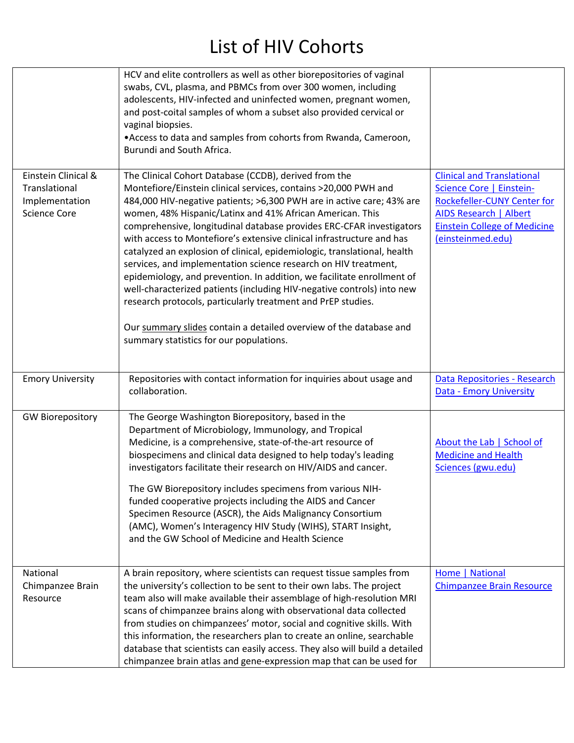# List of HIV Cohorts

| | | |
|---|---|---|
| | HCV and elite controllers as well as other biorepositories of vaginal swabs, CVL, plasma, and PBMCs from over 300 women, including adolescents, HIV-infected and uninfected women, pregnant women, and post-coital samples of whom a subset also provided cervical or vaginal biopsies.<br>•Access to data and samples from cohorts from Rwanda, Cameroon, Burundi and South Africa. | |
| Einstein Clinical & Translational Implementation Science Core | The Clinical Cohort Database (CCDB), derived from the Montefiore/Einstein clinical services, contains >20,000 PWH and 484,000 HIV-negative patients; >6,300 PWH are in active care; 43% are women, 48% Hispanic/Latinx and 41% African American. This comprehensive, longitudinal database provides ERC-CFAR investigators with access to Montefiore's extensive clinical infrastructure and has catalyzed an explosion of clinical, epidemiologic, translational, health services, and implementation science research on HIV treatment, epidemiology, and prevention. In addition, we facilitate enrollment of well-characterized patients (including HIV-negative controls) into new research protocols, particularly treatment and PrEP studies.<br><br>Our summary slides contain a detailed overview of the database and summary statistics for our populations. | Clinical and Translational Science Core \| Einstein-Rockefeller-CUNY Center for AIDS Research \| Albert Einstein College of Medicine (einsteinmed.edu) |
| Emory University | Repositories with contact information for inquiries about usage and collaboration. | Data Repositories - Research Data - Emory University |
| GW Biorepository | The George Washington Biorepository, based in the Department of Microbiology, Immunology, and Tropical Medicine, is a comprehensive, state-of-the-art resource of biospecimens and clinical data designed to help today's leading investigators facilitate their research on HIV/AIDS and cancer.<br><br>The GW Biorepository includes specimens from various NIH-funded cooperative projects including the AIDS and Cancer Specimen Resource (ASCR), the Aids Malignancy Consortium (AMC), Women's Interagency HIV Study (WIHS), START Insight, and the GW School of Medicine and Health Science | About the Lab \| School of Medicine and Health Sciences (gwu.edu) |
| National Chimpanzee Brain Resource | A brain repository, where scientists can request tissue samples from the university's collection to be sent to their own labs. The project team also will make available their assemblage of high-resolution MRI scans of chimpanzee brains along with observational data collected from studies on chimpanzees' motor, social and cognitive skills. With this information, the researchers plan to create an online, searchable database that scientists can easily access. They also will build a detailed chimpanzee brain atlas and gene-expression map that can be used for | Home \| National Chimpanzee Brain Resource |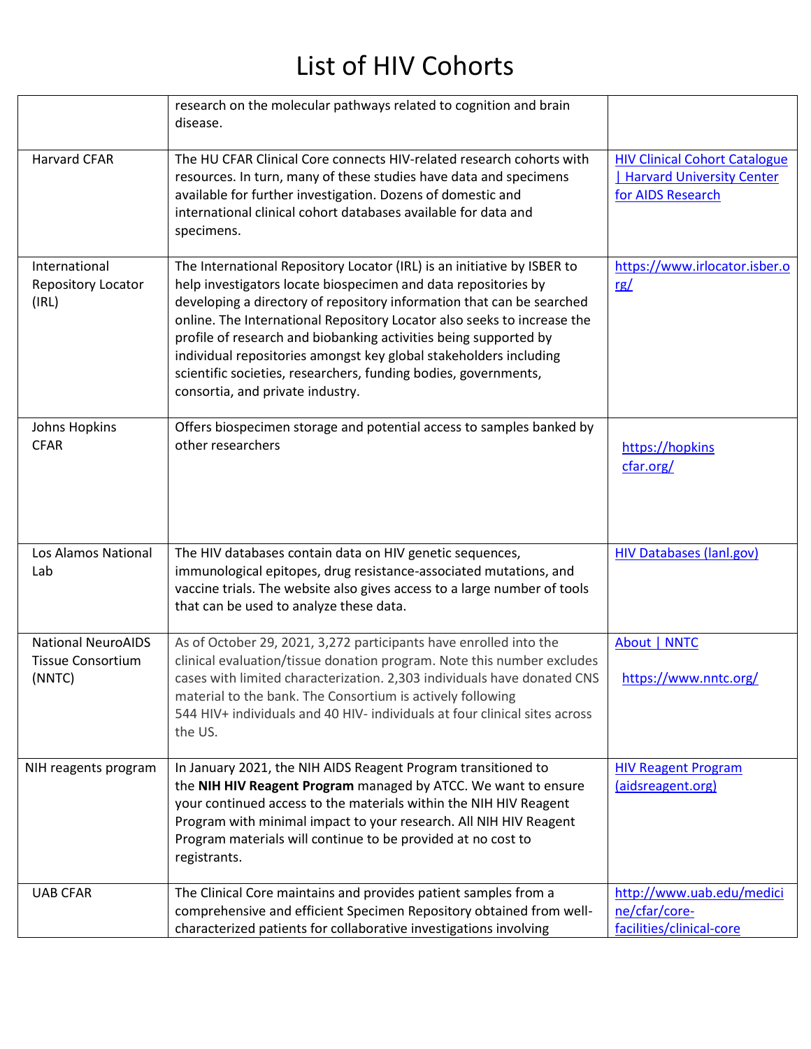# List of HIV Cohorts

| | | |
|---|---|---|
| | research on the molecular pathways related to cognition and brain disease. | |
| Harvard CFAR | The HU CFAR Clinical Core connects HIV-related research cohorts with resources. In turn, many of these studies have data and specimens available for further investigation. Dozens of domestic and international clinical cohort databases available for data and specimens. | HIV Clinical Cohort Catalogue \| Harvard University Center for AIDS Research |
| International Repository Locator (IRL) | The International Repository Locator (IRL) is an initiative by ISBER to help investigators locate biospecimen and data repositories by developing a directory of repository information that can be searched online. The International Repository Locator also seeks to increase the profile of research and biobanking activities being supported by individual repositories amongst key global stakeholders including scientific societies, researchers, funding bodies, governments, consortia, and private industry. | https://www.irlocator.isber.org/ |
| Johns Hopkins CFAR | Offers biospecimen storage and potential access to samples banked by other researchers | https://hopkinscfar.org/ |
| Los Alamos National Lab | The HIV databases contain data on HIV genetic sequences, immunological epitopes, drug resistance-associated mutations, and vaccine trials. The website also gives access to a large number of tools that can be used to analyze these data. | HIV Databases (lanl.gov) |
| National NeuroAIDS Tissue Consortium (NNTC) | As of October 29, 2021, 3,272 participants have enrolled into the clinical evaluation/tissue donation program. Note this number excludes cases with limited characterization. 2,303 individuals have donated CNS material to the bank. The Consortium is actively following 544 HIV+ individuals and 40 HIV- individuals at four clinical sites across the US. | About \| NNTC<br>https://www.nntc.org/ |
| NIH reagents program | In January 2021, the NIH AIDS Reagent Program transitioned to the **NIH HIV Reagent Program** managed by ATCC. We want to ensure your continued access to the materials within the NIH HIV Reagent Program with minimal impact to your research. All NIH HIV Reagent Program materials will continue to be provided at no cost to registrants. | HIV Reagent Program (aidsreagent.org) |
| UAB CFAR | The Clinical Core maintains and provides patient samples from a comprehensive and efficient Specimen Repository obtained from well-characterized patients for collaborative investigations involving | http://www.uab.edu/medicine/cfar/core-facilities/clinical-core |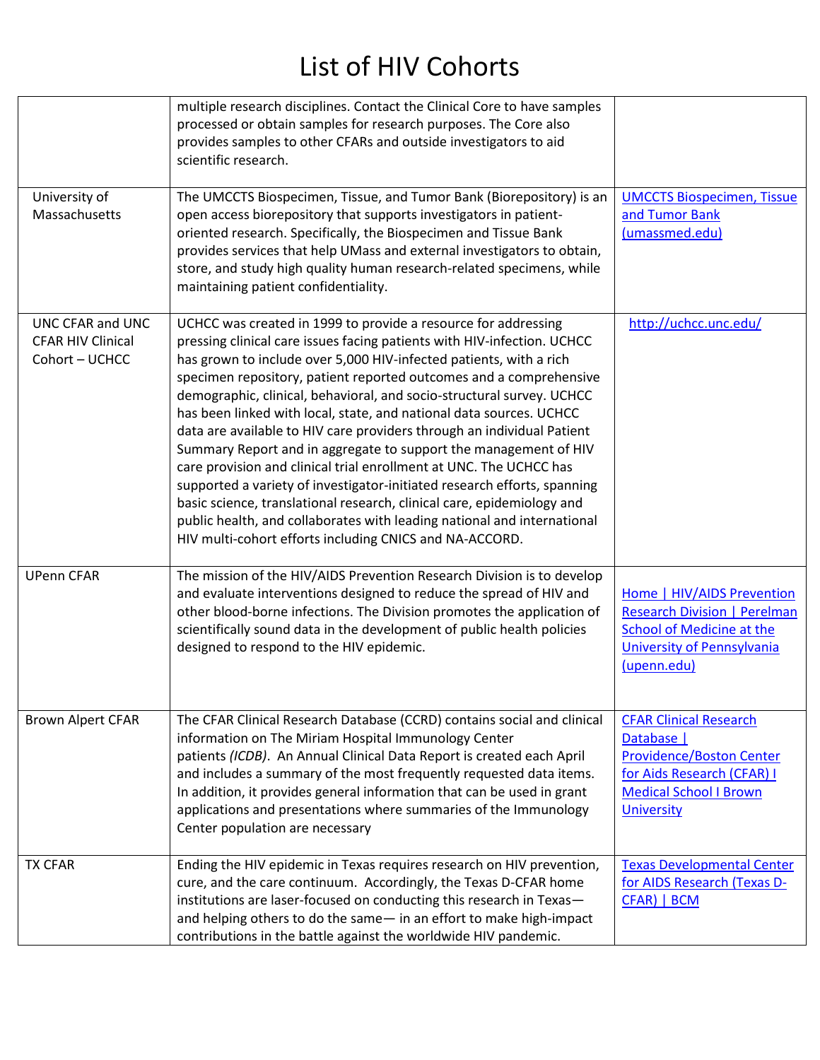# List of HIV Cohorts

| | | |
|---|---|---|
| | multiple research disciplines. Contact the Clinical Core to have samples processed or obtain samples for research purposes. The Core also provides samples to other CFARs and outside investigators to aid scientific research. | |
| University of Massachusetts | The UMCCTS Biospecimen, Tissue, and Tumor Bank (Biorepository) is an open access biorepository that supports investigators in patient-oriented research. Specifically, the Biospecimen and Tissue Bank provides services that help UMass and external investigators to obtain, store, and study high quality human research-related specimens, while maintaining patient confidentiality. | UMCCTS Biospecimen, Tissue and Tumor Bank (umassmed.edu) |
| UNC CFAR and UNC CFAR HIV Clinical Cohort – UCHCC | UCHCC was created in 1999 to provide a resource for addressing pressing clinical care issues facing patients with HIV-infection. UCHCC has grown to include over 5,000 HIV-infected patients, with a rich specimen repository, patient reported outcomes and a comprehensive demographic, clinical, behavioral, and socio-structural survey. UCHCC has been linked with local, state, and national data sources. UCHCC data are available to HIV care providers through an individual Patient Summary Report and in aggregate to support the management of HIV care provision and clinical trial enrollment at UNC. The UCHCC has supported a variety of investigator-initiated research efforts, spanning basic science, translational research, clinical care, epidemiology and public health, and collaborates with leading national and international HIV multi-cohort efforts including CNICS and NA-ACCORD. | http://uchcc.unc.edu/ |
| UPenn CFAR | The mission of the HIV/AIDS Prevention Research Division is to develop and evaluate interventions designed to reduce the spread of HIV and other blood-borne infections. The Division promotes the application of scientifically sound data in the development of public health policies designed to respond to the HIV epidemic. | Home \| HIV/AIDS Prevention Research Division \| Perelman School of Medicine at the University of Pennsylvania (upenn.edu) |
| Brown Alpert CFAR | The CFAR Clinical Research Database (CCRD) contains social and clinical information on The Miriam Hospital Immunology Center patients *(ICDB)*. An Annual Clinical Data Report is created each April and includes a summary of the most frequently requested data items. In addition, it provides general information that can be used in grant applications and presentations where summaries of the Immunology Center population are necessary | CFAR Clinical Research Database \| Providence/Boston Center for Aids Research (CFAR) I Medical School I Brown University |
| TX CFAR | Ending the HIV epidemic in Texas requires research on HIV prevention, cure, and the care continuum. Accordingly, the Texas D-CFAR home institutions are laser-focused on conducting this research in Texas— and helping others to do the same— in an effort to make high-impact contributions in the battle against the worldwide HIV pandemic. | Texas Developmental Center for AIDS Research (Texas D-CFAR) \| BCM |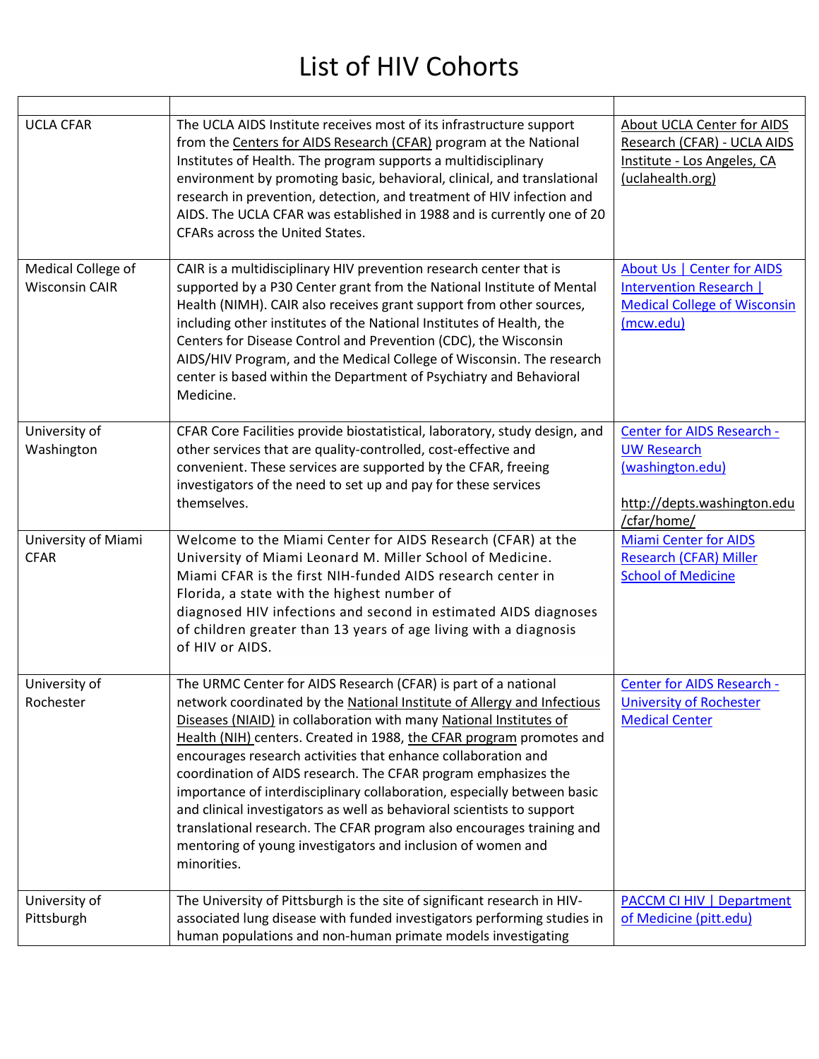# List of HIV Cohorts

| | | |
|---|---|---|
| UCLA CFAR | The UCLA AIDS Institute receives most of its infrastructure support from the Centers for AIDS Research (CFAR) program at the National Institutes of Health. The program supports a multidisciplinary environment by promoting basic, behavioral, clinical, and translational research in prevention, detection, and treatment of HIV infection and AIDS. The UCLA CFAR was established in 1988 and is currently one of 20 CFARs across the United States. | About UCLA Center for AIDS Research (CFAR) - UCLA AIDS Institute - Los Angeles, CA (uclahealth.org) |
| Medical College of Wisconsin CAIR | CAIR is a multidisciplinary HIV prevention research center that is supported by a P30 Center grant from the National Institute of Mental Health (NIMH). CAIR also receives grant support from other sources, including other institutes of the National Institutes of Health, the Centers for Disease Control and Prevention (CDC), the Wisconsin AIDS/HIV Program, and the Medical College of Wisconsin. The research center is based within the Department of Psychiatry and Behavioral Medicine. | About Us \| Center for AIDS Intervention Research \| Medical College of Wisconsin (mcw.edu) |
| University of Washington | CFAR Core Facilities provide biostatistical, laboratory, study design, and other services that are quality-controlled, cost-effective and convenient. These services are supported by the CFAR, freeing investigators of the need to set up and pay for these services themselves. | Center for AIDS Research - UW Research (washington.edu)<br><br>http://depts.washington.edu/cfar/home/ |
| University of Miami CFAR | Welcome to the Miami Center for AIDS Research (CFAR) at the University of Miami Leonard M. Miller School of Medicine. Miami CFAR is the first NIH-funded AIDS research center in Florida, a state with the highest number of diagnosed HIV infections and second in estimated AIDS diagnoses of children greater than 13 years of age living with a diagnosis of HIV or AIDS. | Miami Center for AIDS Research (CFAR) Miller School of Medicine |
| University of Rochester | The URMC Center for AIDS Research (CFAR) is part of a national network coordinated by the National Institute of Allergy and Infectious Diseases (NIAID) in collaboration with many National Institutes of Health (NIH) centers. Created in 1988, the CFAR program promotes and encourages research activities that enhance collaboration and coordination of AIDS research. The CFAR program emphasizes the importance of interdisciplinary collaboration, especially between basic and clinical investigators as well as behavioral scientists to support translational research. The CFAR program also encourages training and mentoring of young investigators and inclusion of women and minorities. | Center for AIDS Research - University of Rochester Medical Center |
| University of Pittsburgh | The University of Pittsburgh is the site of significant research in HIV-associated lung disease with funded investigators performing studies in human populations and non-human primate models investigating | PACCM CI HIV \| Department of Medicine (pitt.edu) |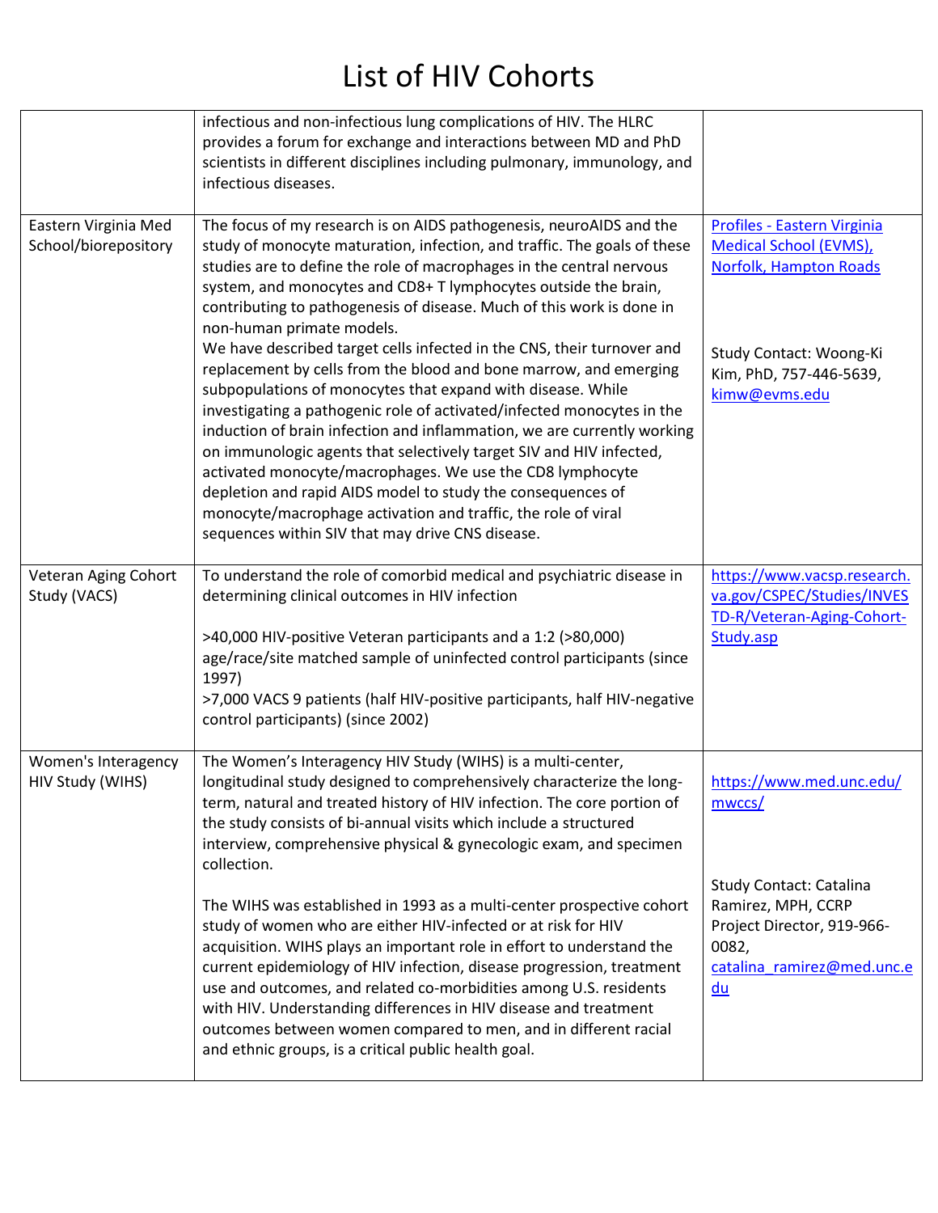# List of HIV Cohorts

| | | |
|---|---|---|
| | infectious and non-infectious lung complications of HIV. The HLRC provides a forum for exchange and interactions between MD and PhD scientists in different disciplines including pulmonary, immunology, and infectious diseases. | |
| Eastern Virginia Med School/biorepository | The focus of my research is on AIDS pathogenesis, neuroAIDS and the study of monocyte maturation, infection, and traffic. The goals of these studies are to define the role of macrophages in the central nervous system, and monocytes and CD8+ T lymphocytes outside the brain, contributing to pathogenesis of disease. Much of this work is done in non-human primate models.<br>We have described target cells infected in the CNS, their turnover and replacement by cells from the blood and bone marrow, and emerging subpopulations of monocytes that expand with disease. While investigating a pathogenic role of activated/infected monocytes in the induction of brain infection and inflammation, we are currently working on immunologic agents that selectively target SIV and HIV infected, activated monocyte/macrophages. We use the CD8 lymphocyte depletion and rapid AIDS model to study the consequences of monocyte/macrophage activation and traffic, the role of viral sequences within SIV that may drive CNS disease. | Profiles - Eastern Virginia Medical School (EVMS), Norfolk, Hampton Roads<br><br>Study Contact: Woong-Ki Kim, PhD, 757-446-5639, kimw@evms.edu |
| Veteran Aging Cohort Study (VACS) | To understand the role of comorbid medical and psychiatric disease in determining clinical outcomes in HIV infection<br><br>>40,000 HIV-positive Veteran participants and a 1:2 (>80,000) age/race/site matched sample of uninfected control participants (since 1997)<br>>7,000 VACS 9 patients (half HIV-positive participants, half HIV-negative control participants) (since 2002) | https://www.vacsp.research.va.gov/CSPEC/Studies/INVESTD-R/Veteran-Aging-Cohort-Study.asp |
| Women's Interagency HIV Study (WIHS) | The Women's Interagency HIV Study (WIHS) is a multi-center, longitudinal study designed to comprehensively characterize the long-term, natural and treated history of HIV infection. The core portion of the study consists of bi-annual visits which include a structured interview, comprehensive physical & gynecologic exam, and specimen collection.<br><br>The WIHS was established in 1993 as a multi-center prospective cohort study of women who are either HIV-infected or at risk for HIV acquisition. WIHS plays an important role in effort to understand the current epidemiology of HIV infection, disease progression, treatment use and outcomes, and related co-morbidities among U.S. residents with HIV. Understanding differences in HIV disease and treatment outcomes between women compared to men, and in different racial and ethnic groups, is a critical public health goal. | https://www.med.unc.edu/mwccs/<br><br>Study Contact: Catalina Ramirez, MPH, CCRP Project Director, 919-966-0082, catalina_ramirez@med.unc.edu |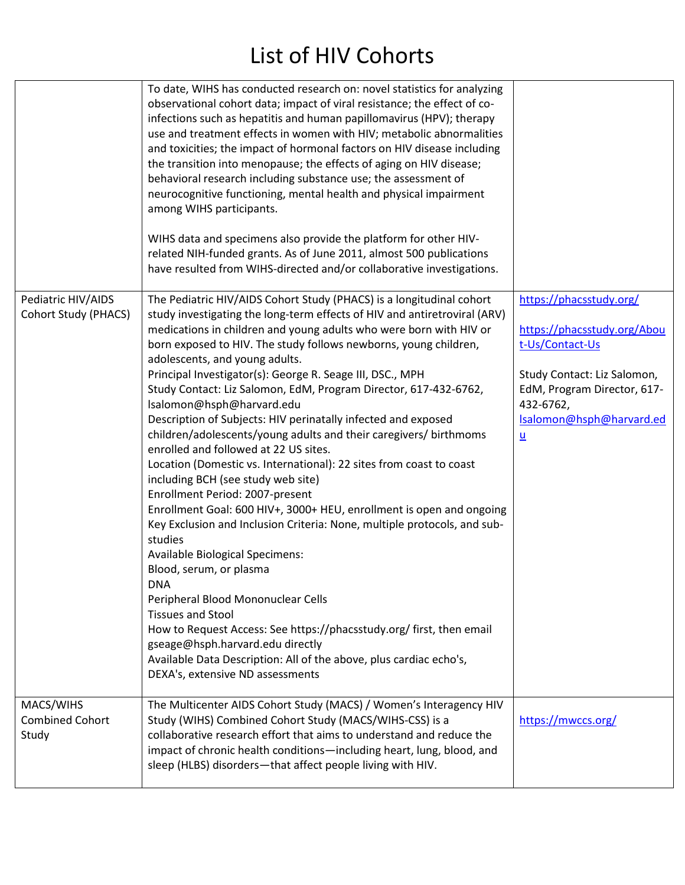# List of HIV Cohorts

| | | |
|---|---|---|
| | To date, WIHS has conducted research on: novel statistics for analyzing observational cohort data; impact of viral resistance; the effect of co-infections such as hepatitis and human papillomavirus (HPV); therapy use and treatment effects in women with HIV; metabolic abnormalities and toxicities; the impact of hormonal factors on HIV disease including the transition into menopause; the effects of aging on HIV disease; behavioral research including substance use; the assessment of neurocognitive functioning, mental health and physical impairment among WIHS participants.<br><br>WIHS data and specimens also provide the platform for other HIV-related NIH-funded grants. As of June 2011, almost 500 publications have resulted from WIHS-directed and/or collaborative investigations. | |
| Pediatric HIV/AIDS Cohort Study (PHACS) | The Pediatric HIV/AIDS Cohort Study (PHACS) is a longitudinal cohort study investigating the long-term effects of HIV and antiretroviral (ARV) medications in children and young adults who were born with HIV or born exposed to HIV. The study follows newborns, young children, adolescents, and young adults.<br>Principal Investigator(s): George R. Seage III, DSC., MPH<br>Study Contact: Liz Salomon, EdM, Program Director, 617-432-6762, lsalomon@hsph@harvard.edu<br>Description of Subjects: HIV perinatally infected and exposed children/adolescents/young adults and their caregivers/ birthmoms enrolled and followed at 22 US sites.<br>Location (Domestic vs. International): 22 sites from coast to coast including BCH (see study web site)<br>Enrollment Period: 2007-present<br>Enrollment Goal: 600 HIV+, 3000+ HEU, enrollment is open and ongoing<br>Key Exclusion and Inclusion Criteria: None, multiple protocols, and sub-studies<br>Available Biological Specimens:<br>Blood, serum, or plasma<br>DNA<br>Peripheral Blood Mononuclear Cells<br>Tissues and Stool<br>How to Request Access: See https://phacsstudy.org/ first, then email gseage@hsph.harvard.edu directly<br>Available Data Description: All of the above, plus cardiac echo's, DEXA's, extensive ND assessments | https://phacsstudy.org/<br><br>https://phacsstudy.org/About-Us/Contact-Us<br><br>Study Contact: Liz Salomon, EdM, Program Director, 617-432-6762, lsalomon@hsph@harvard.edu |
| MACS/WIHS Combined Cohort Study | The Multicenter AIDS Cohort Study (MACS) / Women's Interagency HIV Study (WIHS) Combined Cohort Study (MACS/WIHS-CSS) is a collaborative research effort that aims to understand and reduce the impact of chronic health conditions—including heart, lung, blood, and sleep (HLBS) disorders—that affect people living with HIV. | https://mwccs.org/ |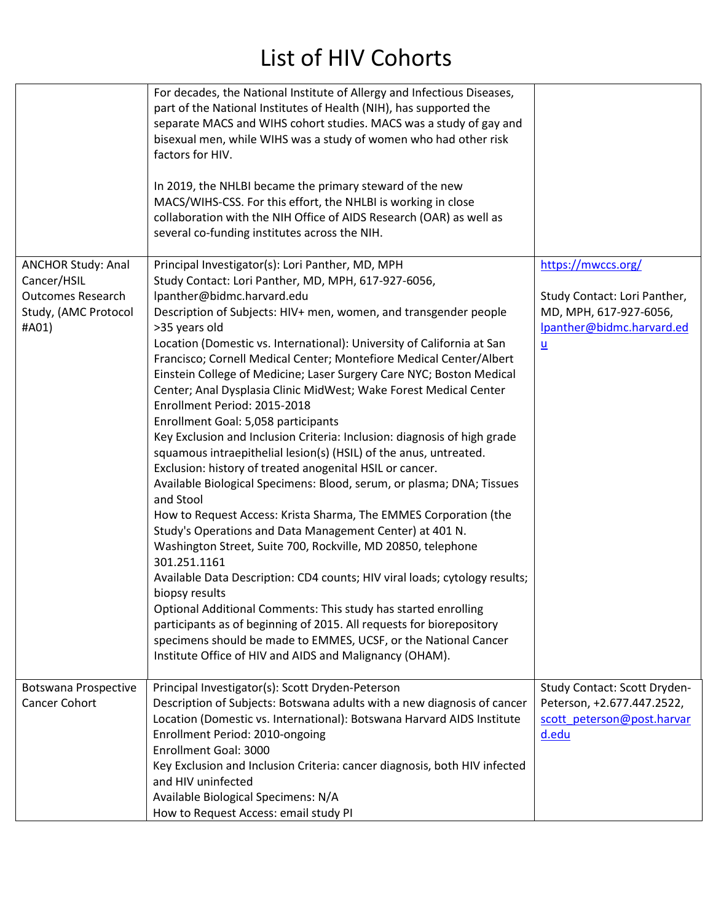# List of HIV Cohorts

| | | |
|---|---|---|
| | For decades, the National Institute of Allergy and Infectious Diseases, part of the National Institutes of Health (NIH), has supported the separate MACS and WIHS cohort studies. MACS was a study of gay and bisexual men, while WIHS was a study of women who had other risk factors for HIV.<br><br>In 2019, the NHLBI became the primary steward of the new MACS/WIHS-CSS. For this effort, the NHLBI is working in close collaboration with the NIH Office of AIDS Research (OAR) as well as several co-funding institutes across the NIH. | |
| ANCHOR Study: Anal Cancer/HSIL Outcomes Research Study, (AMC Protocol #A01) | Principal Investigator(s): Lori Panther, MD, MPH<br>Study Contact: Lori Panther, MD, MPH, 617-927-6056, lpanther@bidmc.harvard.edu<br>Description of Subjects: HIV+ men, women, and transgender people >35 years old<br>Location (Domestic vs. International): University of California at San Francisco; Cornell Medical Center; Montefiore Medical Center/Albert Einstein College of Medicine; Laser Surgery Care NYC; Boston Medical Center; Anal Dysplasia Clinic MidWest; Wake Forest Medical Center<br>Enrollment Period: 2015-2018<br>Enrollment Goal: 5,058 participants<br>Key Exclusion and Inclusion Criteria: Inclusion: diagnosis of high grade squamous intraepithelial lesion(s) (HSIL) of the anus, untreated. Exclusion: history of treated anogenital HSIL or cancer.<br>Available Biological Specimens: Blood, serum, or plasma; DNA; Tissues and Stool<br>How to Request Access: Krista Sharma, The EMMES Corporation (the Study's Operations and Data Management Center) at 401 N. Washington Street, Suite 700, Rockville, MD 20850, telephone 301.251.1161<br>Available Data Description: CD4 counts; HIV viral loads; cytology results; biopsy results<br>Optional Additional Comments: This study has started enrolling participants as of beginning of 2015. All requests for biorepository specimens should be made to EMMES, UCSF, or the National Cancer Institute Office of HIV and AIDS and Malignancy (OHAM). | https://mwccs.org/<br><br>Study Contact: Lori Panther, MD, MPH, 617-927-6056, lpanther@bidmc.harvard.edu |
| Botswana Prospective Cancer Cohort | Principal Investigator(s): Scott Dryden-Peterson<br>Description of Subjects: Botswana adults with a new diagnosis of cancer<br>Location (Domestic vs. International): Botswana Harvard AIDS Institute<br>Enrollment Period: 2010-ongoing<br>Enrollment Goal: 3000<br>Key Exclusion and Inclusion Criteria: cancer diagnosis, both HIV infected and HIV uninfected<br>Available Biological Specimens: N/A<br>How to Request Access: email study PI | Study Contact: Scott Dryden-Peterson, +2.677.447.2522, scott_peterson@post.harvard.edu |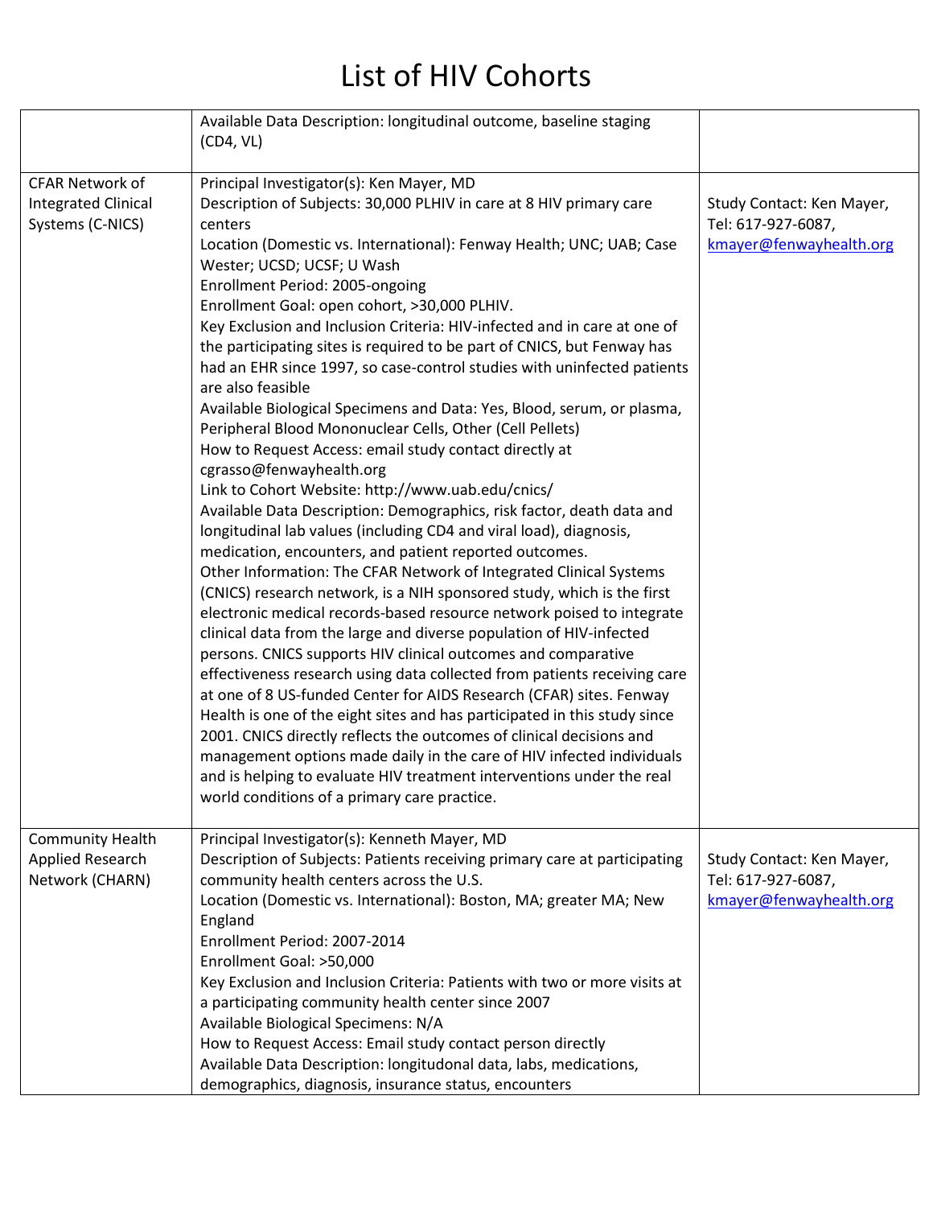# List of HIV Cohorts

| | | |
|---|---|---|
| | Available Data Description: longitudinal outcome, baseline staging (CD4, VL) | |
| CFAR Network of Integrated Clinical Systems (C-NICS) | Principal Investigator(s): Ken Mayer, MD<br>Description of Subjects: 30,000 PLHIV in care at 8 HIV primary care centers<br>Location (Domestic vs. International): Fenway Health; UNC; UAB; Case Wester; UCSD; UCSF; U Wash<br>Enrollment Period: 2005-ongoing<br>Enrollment Goal: open cohort, >30,000 PLHIV.<br>Key Exclusion and Inclusion Criteria: HIV-infected and in care at one of the participating sites is required to be part of CNICS, but Fenway has had an EHR since 1997, so case-control studies with uninfected patients are also feasible<br>Available Biological Specimens and Data: Yes, Blood, serum, or plasma, Peripheral Blood Mononuclear Cells, Other (Cell Pellets)<br>How to Request Access: email study contact directly at cgrasso@fenwayhealth.org<br>Link to Cohort Website: http://www.uab.edu/cnics/<br>Available Data Description: Demographics, risk factor, death data and longitudinal lab values (including CD4 and viral load), diagnosis, medication, encounters, and patient reported outcomes.<br>Other Information: The CFAR Network of Integrated Clinical Systems (CNICS) research network, is a NIH sponsored study, which is the first electronic medical records-based resource network poised to integrate clinical data from the large and diverse population of HIV-infected persons. CNICS supports HIV clinical outcomes and comparative effectiveness research using data collected from patients receiving care at one of 8 US-funded Center for AIDS Research (CFAR) sites. Fenway Health is one of the eight sites and has participated in this study since 2001. CNICS directly reflects the outcomes of clinical decisions and management options made daily in the care of HIV infected individuals and is helping to evaluate HIV treatment interventions under the real world conditions of a primary care practice. | Study Contact: Ken Mayer, Tel: 617-927-6087, kmayer@fenwayhealth.org |
| Community Health Applied Research Network (CHARN) | Principal Investigator(s): Kenneth Mayer, MD<br>Description of Subjects: Patients receiving primary care at participating community health centers across the U.S.<br>Location (Domestic vs. International): Boston, MA; greater MA; New England<br>Enrollment Period: 2007-2014<br>Enrollment Goal: >50,000<br>Key Exclusion and Inclusion Criteria: Patients with two or more visits at a participating community health center since 2007<br>Available Biological Specimens: N/A<br>How to Request Access: Email study contact person directly<br>Available Data Description: longitudonal data, labs, medications, demographics, diagnosis, insurance status, encounters | Study Contact: Ken Mayer, Tel: 617-927-6087, kmayer@fenwayhealth.org |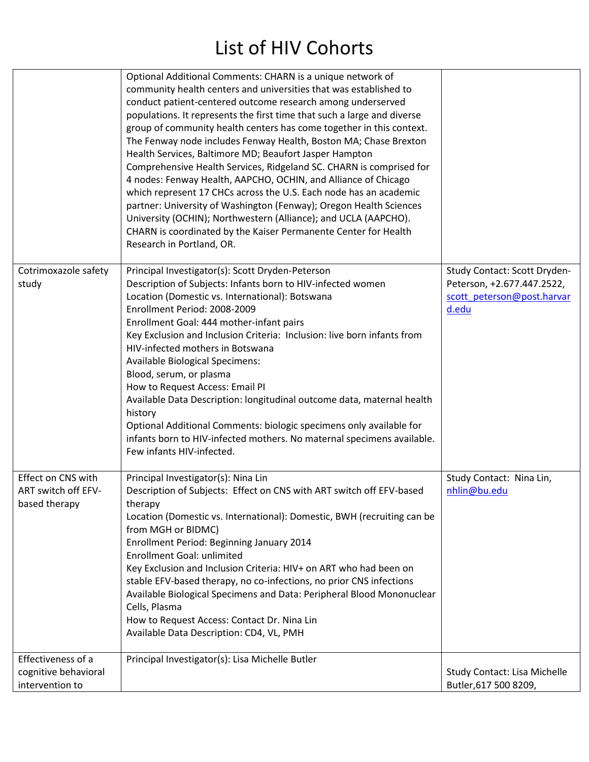# List of HIV Cohorts

| | | |
|---|---|---|
| | Optional Additional Comments: CHARN is a unique network of community health centers and universities that was established to conduct patient-centered outcome research among underserved populations. It represents the first time that such a large and diverse group of community health centers has come together in this context. The Fenway node includes Fenway Health, Boston MA; Chase Brexton Health Services, Baltimore MD; Beaufort Jasper Hampton Comprehensive Health Services, Ridgeland SC. CHARN is comprised for 4 nodes: Fenway Health, AAPCHO, OCHIN, and Alliance of Chicago which represent 17 CHCs across the U.S. Each node has an academic partner: University of Washington (Fenway); Oregon Health Sciences University (OCHIN); Northwestern (Alliance); and UCLA (AAPCHO). CHARN is coordinated by the Kaiser Permanente Center for Health Research in Portland, OR. | |
| Cotrimoxazole safety study | Principal Investigator(s): Scott Dryden-Peterson<br>Description of Subjects: Infants born to HIV-infected women<br>Location (Domestic vs. International): Botswana<br>Enrollment Period: 2008-2009<br>Enrollment Goal: 444 mother-infant pairs<br>Key Exclusion and Inclusion Criteria: Inclusion: live born infants from HIV-infected mothers in Botswana<br>Available Biological Specimens:<br>Blood, serum, or plasma<br>How to Request Access: Email PI<br>Available Data Description: longitudinal outcome data, maternal health history<br>Optional Additional Comments: biologic specimens only available for infants born to HIV-infected mothers. No maternal specimens available. Few infants HIV-infected. | Study Contact: Scott Dryden-Peterson, +2.677.447.2522, scott_peterson@post.harvard.edu |
| Effect on CNS with ART switch off EFV-based therapy | Principal Investigator(s): Nina Lin<br>Description of Subjects: Effect on CNS with ART switch off EFV-based therapy<br>Location (Domestic vs. International): Domestic, BWH (recruiting can be from MGH or BIDMC)<br>Enrollment Period: Beginning January 2014<br>Enrollment Goal: unlimited<br>Key Exclusion and Inclusion Criteria: HIV+ on ART who had been on stable EFV-based therapy, no co-infections, no prior CNS infections<br>Available Biological Specimens and Data: Peripheral Blood Mononuclear Cells, Plasma<br>How to Request Access: Contact Dr. Nina Lin<br>Available Data Description: CD4, VL, PMH | Study Contact: Nina Lin, nhlin@bu.edu |
| Effectiveness of a cognitive behavioral intervention to | Principal Investigator(s): Lisa Michelle Butler | Study Contact: Lisa Michelle Butler,617 500 8209, |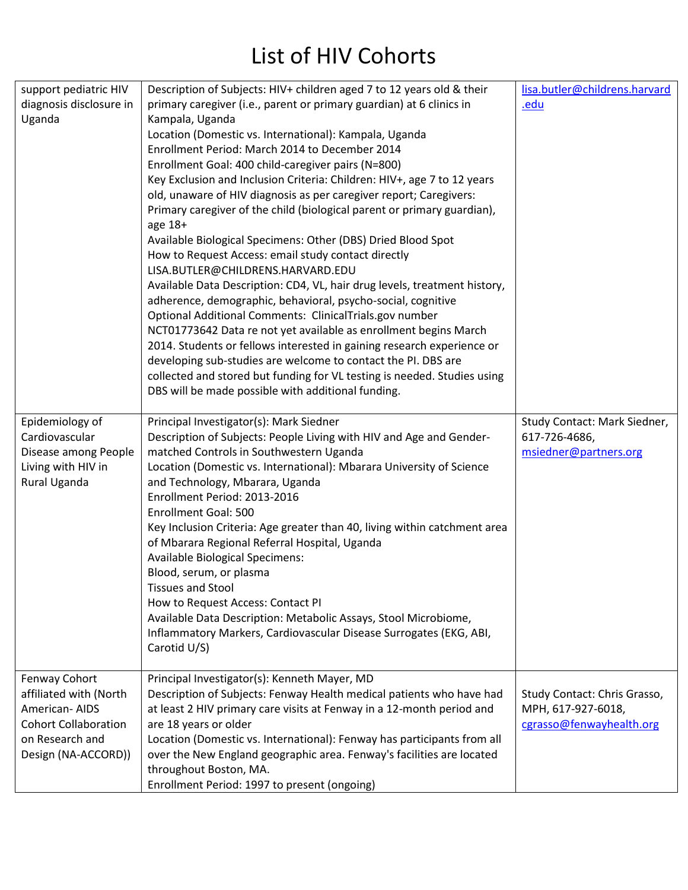# List of HIV Cohorts

| | | |
|---|---|---|
| support pediatric HIV diagnosis disclosure in Uganda | Description of Subjects: HIV+ children aged 7 to 12 years old & their primary caregiver (i.e., parent or primary guardian) at 6 clinics in Kampala, Uganda<br>Location (Domestic vs. International): Kampala, Uganda<br>Enrollment Period: March 2014 to December 2014<br>Enrollment Goal: 400 child-caregiver pairs (N=800)<br>Key Exclusion and Inclusion Criteria: Children: HIV+, age 7 to 12 years old, unaware of HIV diagnosis as per caregiver report; Caregivers: Primary caregiver of the child (biological parent or primary guardian), age 18+<br>Available Biological Specimens: Other (DBS) Dried Blood Spot<br>How to Request Access: email study contact directly LISA.BUTLER@CHILDRENS.HARVARD.EDU<br>Available Data Description: CD4, VL, hair drug levels, treatment history, adherence, demographic, behavioral, psycho-social, cognitive<br>Optional Additional Comments: ClinicalTrials.gov number NCT01773642 Data re not yet available as enrollment begins March 2014. Students or fellows interested in gaining research experience or developing sub-studies are welcome to contact the PI. DBS are collected and stored but funding for VL testing is needed. Studies using DBS will be made possible with additional funding. | lisa.butler@childrens.harvard.edu |
| Epidemiology of Cardiovascular Disease among People Living with HIV in Rural Uganda | Principal Investigator(s): Mark Siedner<br>Description of Subjects: People Living with HIV and Age and Gender-matched Controls in Southwestern Uganda<br>Location (Domestic vs. International): Mbarara University of Science and Technology, Mbarara, Uganda<br>Enrollment Period: 2013-2016<br>Enrollment Goal: 500<br>Key Inclusion Criteria: Age greater than 40, living within catchment area of Mbarara Regional Referral Hospital, Uganda<br>Available Biological Specimens:<br>Blood, serum, or plasma<br>Tissues and Stool<br>How to Request Access: Contact PI<br>Available Data Description: Metabolic Assays, Stool Microbiome, Inflammatory Markers, Cardiovascular Disease Surrogates (EKG, ABI, Carotid U/S) | Study Contact: Mark Siedner, 617-726-4686, msiedner@partners.org |
| Fenway Cohort affiliated with (North American- AIDS Cohort Collaboration on Research and Design (NA-ACCORD)) | Principal Investigator(s): Kenneth Mayer, MD<br>Description of Subjects: Fenway Health medical patients who have had at least 2 HIV primary care visits at Fenway in a 12-month period and are 18 years or older<br>Location (Domestic vs. International): Fenway has participants from all over the New England geographic area. Fenway's facilities are located throughout Boston, MA.<br>Enrollment Period: 1997 to present (ongoing) | Study Contact: Chris Grasso, MPH, 617-927-6018, cgrasso@fenwayhealth.org |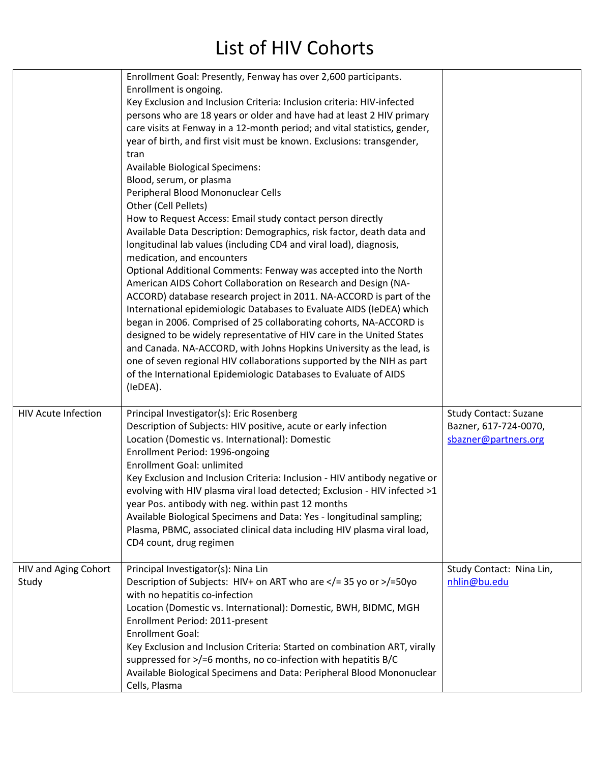# List of HIV Cohorts

| | | |
|---|---|---|
| | Enrollment Goal: Presently, Fenway has over 2,600 participants. Enrollment is ongoing.<br>Key Exclusion and Inclusion Criteria: Inclusion criteria: HIV-infected persons who are 18 years or older and have had at least 2 HIV primary care visits at Fenway in a 12-month period; and vital statistics, gender, year of birth, and first visit must be known. Exclusions: transgender, tran<br>Available Biological Specimens:<br>Blood, serum, or plasma<br>Peripheral Blood Mononuclear Cells<br>Other (Cell Pellets)<br>How to Request Access: Email study contact person directly<br>Available Data Description: Demographics, risk factor, death data and longitudinal lab values (including CD4 and viral load), diagnosis, medication, and encounters<br>Optional Additional Comments: Fenway was accepted into the North American AIDS Cohort Collaboration on Research and Design (NA-ACCORD) database research project in 2011. NA-ACCORD is part of the International epidemiologic Databases to Evaluate AIDS (IeDEA) which began in 2006. Comprised of 25 collaborating cohorts, NA-ACCORD is designed to be widely representative of HIV care in the United States and Canada. NA-ACCORD, with Johns Hopkins University as the lead, is one of seven regional HIV collaborations supported by the NIH as part of the International Epidemiologic Databases to Evaluate of AIDS (IeDEA). | |
| HIV Acute Infection | Principal Investigator(s): Eric Rosenberg<br>Description of Subjects: HIV positive, acute or early infection<br>Location (Domestic vs. International): Domestic<br>Enrollment Period: 1996-ongoing<br>Enrollment Goal: unlimited<br>Key Exclusion and Inclusion Criteria: Inclusion - HIV antibody negative or evolving with HIV plasma viral load detected; Exclusion - HIV infected >1 year Pos. antibody with neg. within past 12 months<br>Available Biological Specimens and Data: Yes - longitudinal sampling; Plasma, PBMC, associated clinical data including HIV plasma viral load, CD4 count, drug regimen | Study Contact: Suzane Bazner, 617-724-0070, sbazner@partners.org |
| HIV and Aging Cohort Study | Principal Investigator(s): Nina Lin<br>Description of Subjects: HIV+ on ART who are </= 35 yo or >/=50yo with no hepatitis co-infection<br>Location (Domestic vs. International): Domestic, BWH, BIDMC, MGH<br>Enrollment Period: 2011-present<br>Enrollment Goal:<br>Key Exclusion and Inclusion Criteria: Started on combination ART, virally suppressed for >/=6 months, no co-infection with hepatitis B/C<br>Available Biological Specimens and Data: Peripheral Blood Mononuclear Cells, Plasma | Study Contact: Nina Lin, nhlin@bu.edu |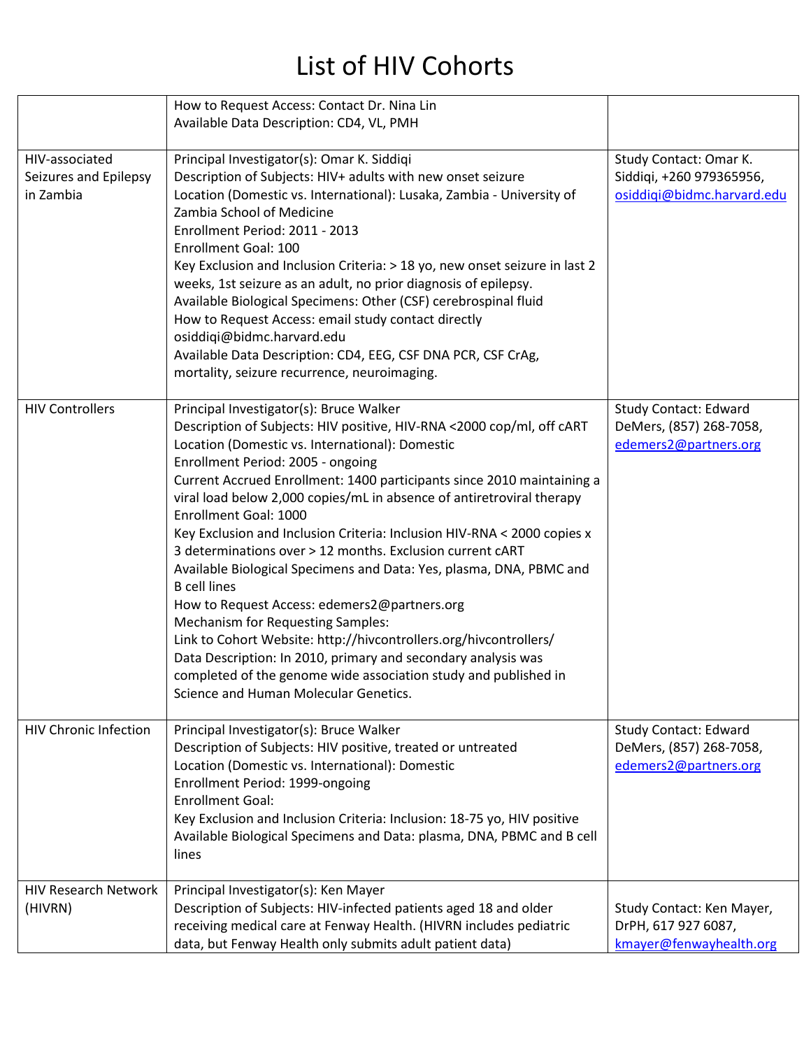# List of HIV Cohorts

| | | |
|---|---|---|
| | How to Request Access: Contact Dr. Nina Lin<br>Available Data Description: CD4, VL, PMH | |
| HIV-associated Seizures and Epilepsy in Zambia | Principal Investigator(s): Omar K. Siddiqi<br>Description of Subjects: HIV+ adults with new onset seizure<br>Location (Domestic vs. International): Lusaka, Zambia - University of Zambia School of Medicine<br>Enrollment Period: 2011 - 2013<br>Enrollment Goal: 100<br>Key Exclusion and Inclusion Criteria: > 18 yo, new onset seizure in last 2 weeks, 1st seizure as an adult, no prior diagnosis of epilepsy.<br>Available Biological Specimens: Other (CSF) cerebrospinal fluid<br>How to Request Access: email study contact directly osiddiqi@bidmc.harvard.edu<br>Available Data Description: CD4, EEG, CSF DNA PCR, CSF CrAg, mortality, seizure recurrence, neuroimaging. | Study Contact: Omar K. Siddiqi, +260 979365956, osiddiqi@bidmc.harvard.edu |
| HIV Controllers | Principal Investigator(s): Bruce Walker<br>Description of Subjects: HIV positive, HIV-RNA <2000 cop/ml, off cART<br>Location (Domestic vs. International): Domestic<br>Enrollment Period: 2005 - ongoing<br>Current Accrued Enrollment: 1400 participants since 2010 maintaining a viral load below 2,000 copies/mL in absence of antiretroviral therapy<br>Enrollment Goal: 1000<br>Key Exclusion and Inclusion Criteria: Inclusion HIV-RNA < 2000 copies x 3 determinations over > 12 months. Exclusion current cART<br>Available Biological Specimens and Data: Yes, plasma, DNA, PBMC and B cell lines<br>How to Request Access: edemers2@partners.org<br>Mechanism for Requesting Samples:<br>Link to Cohort Website: http://hivcontrollers.org/hivcontrollers/<br>Data Description: In 2010, primary and secondary analysis was completed of the genome wide association study and published in Science and Human Molecular Genetics. | Study Contact: Edward DeMers, (857) 268-7058, edemers2@partners.org |
| HIV Chronic Infection | Principal Investigator(s): Bruce Walker<br>Description of Subjects: HIV positive, treated or untreated<br>Location (Domestic vs. International): Domestic<br>Enrollment Period: 1999-ongoing<br>Enrollment Goal:<br>Key Exclusion and Inclusion Criteria: Inclusion: 18-75 yo, HIV positive<br>Available Biological Specimens and Data: plasma, DNA, PBMC and B cell lines | Study Contact: Edward DeMers, (857) 268-7058, edemers2@partners.org |
| HIV Research Network (HIVRN) | Principal Investigator(s): Ken Mayer<br>Description of Subjects: HIV-infected patients aged 18 and older receiving medical care at Fenway Health. (HIVRN includes pediatric data, but Fenway Health only submits adult patient data) | Study Contact: Ken Mayer, DrPH, 617 927 6087, kmayer@fenwayhealth.org |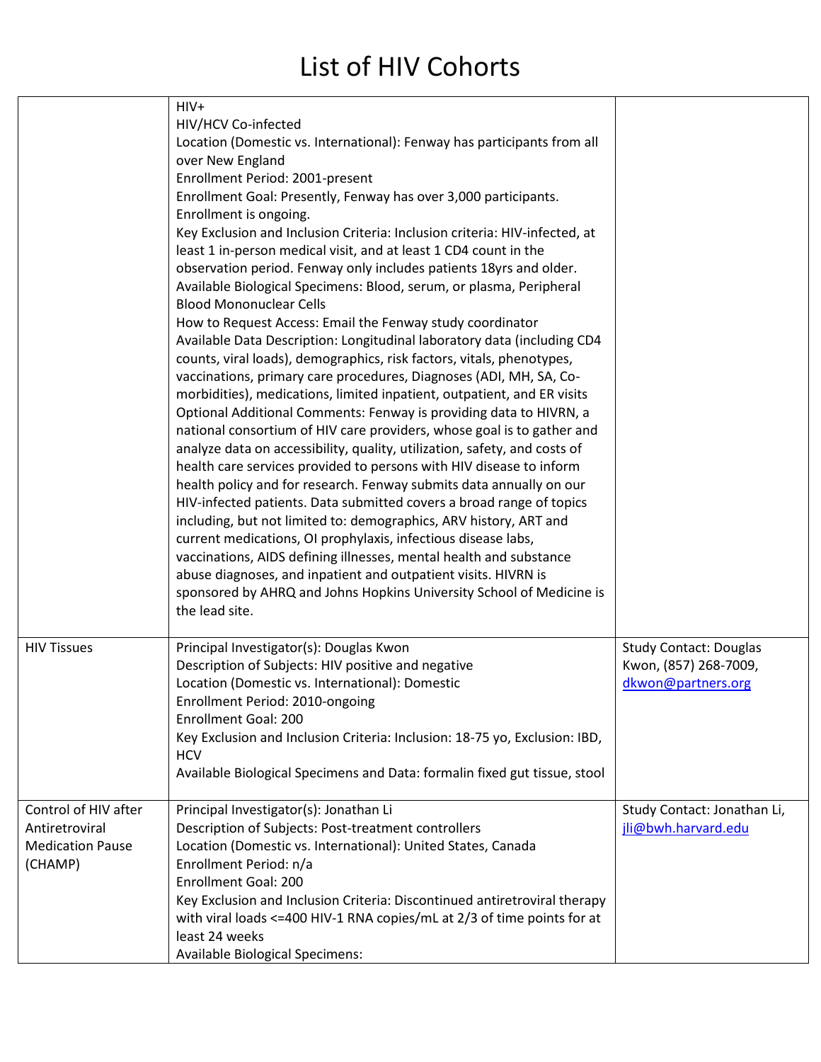# List of HIV Cohorts

| | | |
|---|---|---|
| | HIV+<br>HIV/HCV Co-infected<br>Location (Domestic vs. International): Fenway has participants from all over New England<br>Enrollment Period: 2001-present<br>Enrollment Goal: Presently, Fenway has over 3,000 participants. Enrollment is ongoing.<br>Key Exclusion and Inclusion Criteria: Inclusion criteria: HIV-infected, at least 1 in-person medical visit, and at least 1 CD4 count in the observation period. Fenway only includes patients 18yrs and older.<br>Available Biological Specimens: Blood, serum, or plasma, Peripheral Blood Mononuclear Cells<br>How to Request Access: Email the Fenway study coordinator<br>Available Data Description: Longitudinal laboratory data (including CD4 counts, viral loads), demographics, risk factors, vitals, phenotypes, vaccinations, primary care procedures, Diagnoses (ADI, MH, SA, Co-morbidities), medications, limited inpatient, outpatient, and ER visits<br>Optional Additional Comments: Fenway is providing data to HIVRN, a national consortium of HIV care providers, whose goal is to gather and analyze data on accessibility, quality, utilization, safety, and costs of health care services provided to persons with HIV disease to inform health policy and for research. Fenway submits data annually on our HIV-infected patients. Data submitted covers a broad range of topics including, but not limited to: demographics, ARV history, ART and current medications, OI prophylaxis, infectious disease labs, vaccinations, AIDS defining illnesses, mental health and substance abuse diagnoses, and inpatient and outpatient visits. HIVRN is sponsored by AHRQ and Johns Hopkins University School of Medicine is the lead site. | |
| HIV Tissues | Principal Investigator(s): Douglas Kwon<br>Description of Subjects: HIV positive and negative<br>Location (Domestic vs. International): Domestic<br>Enrollment Period: 2010-ongoing<br>Enrollment Goal: 200<br>Key Exclusion and Inclusion Criteria: Inclusion: 18-75 yo, Exclusion: IBD, HCV<br>Available Biological Specimens and Data: formalin fixed gut tissue, stool | Study Contact: Douglas Kwon, (857) 268-7009, dkwon@partners.org |
| Control of HIV after Antiretroviral Medication Pause (CHAMP) | Principal Investigator(s): Jonathan Li<br>Description of Subjects: Post-treatment controllers<br>Location (Domestic vs. International): United States, Canada<br>Enrollment Period: n/a<br>Enrollment Goal: 200<br>Key Exclusion and Inclusion Criteria: Discontinued antiretroviral therapy with viral loads <=400 HIV-1 RNA copies/mL at 2/3 of time points for at least 24 weeks<br>Available Biological Specimens: | Study Contact: Jonathan Li, jli@bwh.harvard.edu |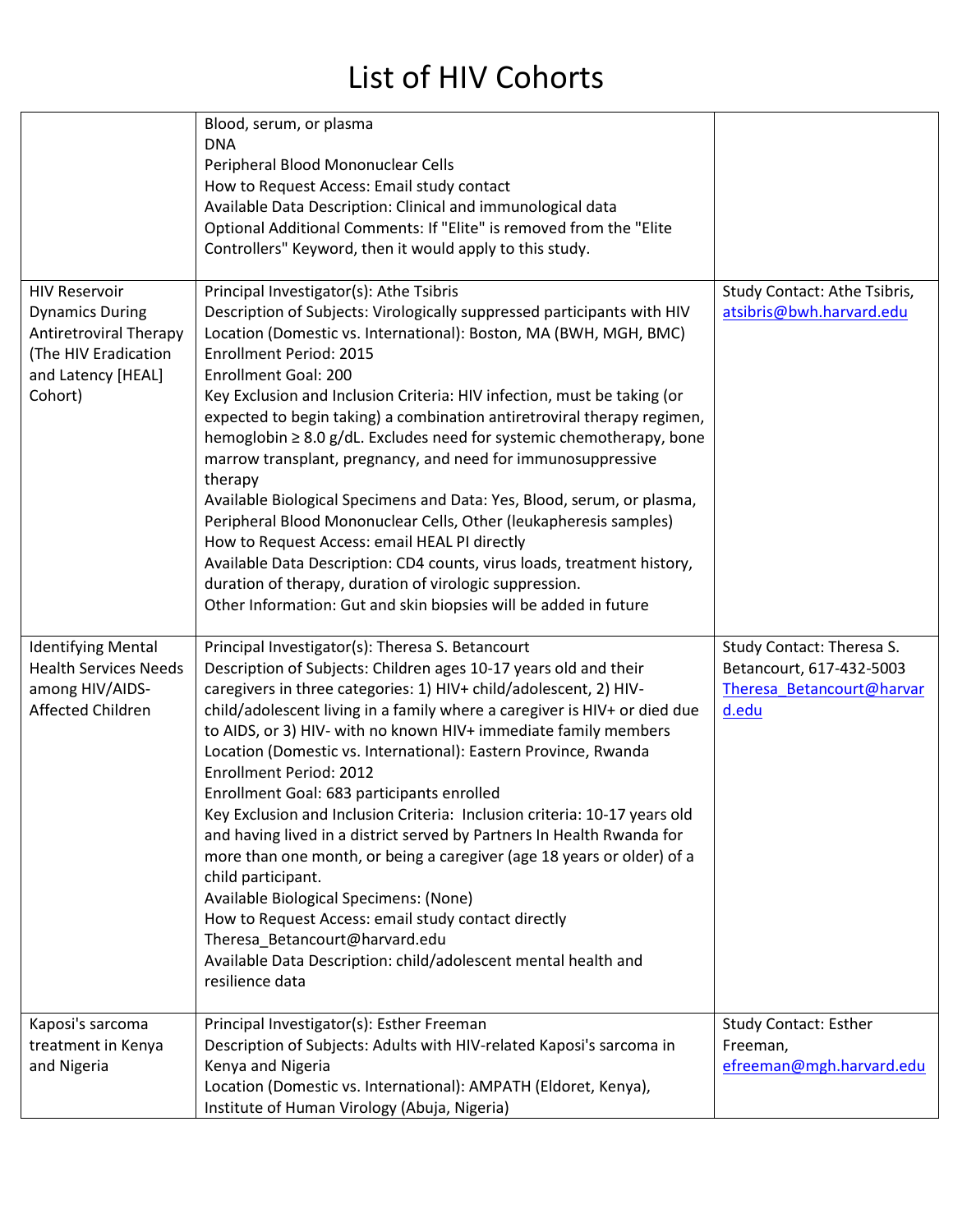# List of HIV Cohorts

| | | |
|---|---|---|
| | Blood, serum, or plasma<br>DNA<br>Peripheral Blood Mononuclear Cells<br>How to Request Access: Email study contact<br>Available Data Description: Clinical and immunological data<br>Optional Additional Comments: If "Elite" is removed from the "Elite Controllers" Keyword, then it would apply to this study. | |
| HIV Reservoir Dynamics During Antiretroviral Therapy (The HIV Eradication and Latency [HEAL] Cohort) | Principal Investigator(s): Athe Tsibris<br>Description of Subjects: Virologically suppressed participants with HIV<br>Location (Domestic vs. International): Boston, MA (BWH, MGH, BMC)<br>Enrollment Period: 2015<br>Enrollment Goal: 200<br>Key Exclusion and Inclusion Criteria: HIV infection, must be taking (or expected to begin taking) a combination antiretroviral therapy regimen, hemoglobin ≥ 8.0 g/dL. Excludes need for systemic chemotherapy, bone marrow transplant, pregnancy, and need for immunosuppressive therapy<br>Available Biological Specimens and Data: Yes, Blood, serum, or plasma, Peripheral Blood Mononuclear Cells, Other (leukapheresis samples)<br>How to Request Access: email HEAL PI directly<br>Available Data Description: CD4 counts, virus loads, treatment history, duration of therapy, duration of virologic suppression.<br>Other Information: Gut and skin biopsies will be added in future | Study Contact: Athe Tsibris, atsibris@bwh.harvard.edu |
| Identifying Mental Health Services Needs among HIV/AIDS-Affected Children | Principal Investigator(s): Theresa S. Betancourt<br>Description of Subjects: Children ages 10-17 years old and their caregivers in three categories: 1) HIV+ child/adolescent, 2) HIV- child/adolescent living in a family where a caregiver is HIV+ or died due to AIDS, or 3) HIV- with no known HIV+ immediate family members<br>Location (Domestic vs. International): Eastern Province, Rwanda<br>Enrollment Period: 2012<br>Enrollment Goal: 683 participants enrolled<br>Key Exclusion and Inclusion Criteria: Inclusion criteria: 10-17 years old and having lived in a district served by Partners In Health Rwanda for more than one month, or being a caregiver (age 18 years or older) of a child participant.<br>Available Biological Specimens: (None)<br>How to Request Access: email study contact directly Theresa_Betancourt@harvard.edu<br>Available Data Description: child/adolescent mental health and resilience data | Study Contact: Theresa S. Betancourt, 617-432-5003 Theresa_Betancourt@harvard.edu |
| Kaposi's sarcoma treatment in Kenya and Nigeria | Principal Investigator(s): Esther Freeman<br>Description of Subjects: Adults with HIV-related Kaposi's sarcoma in Kenya and Nigeria<br>Location (Domestic vs. International): AMPATH (Eldoret, Kenya), Institute of Human Virology (Abuja, Nigeria) | Study Contact: Esther Freeman, efreeman@mgh.harvard.edu |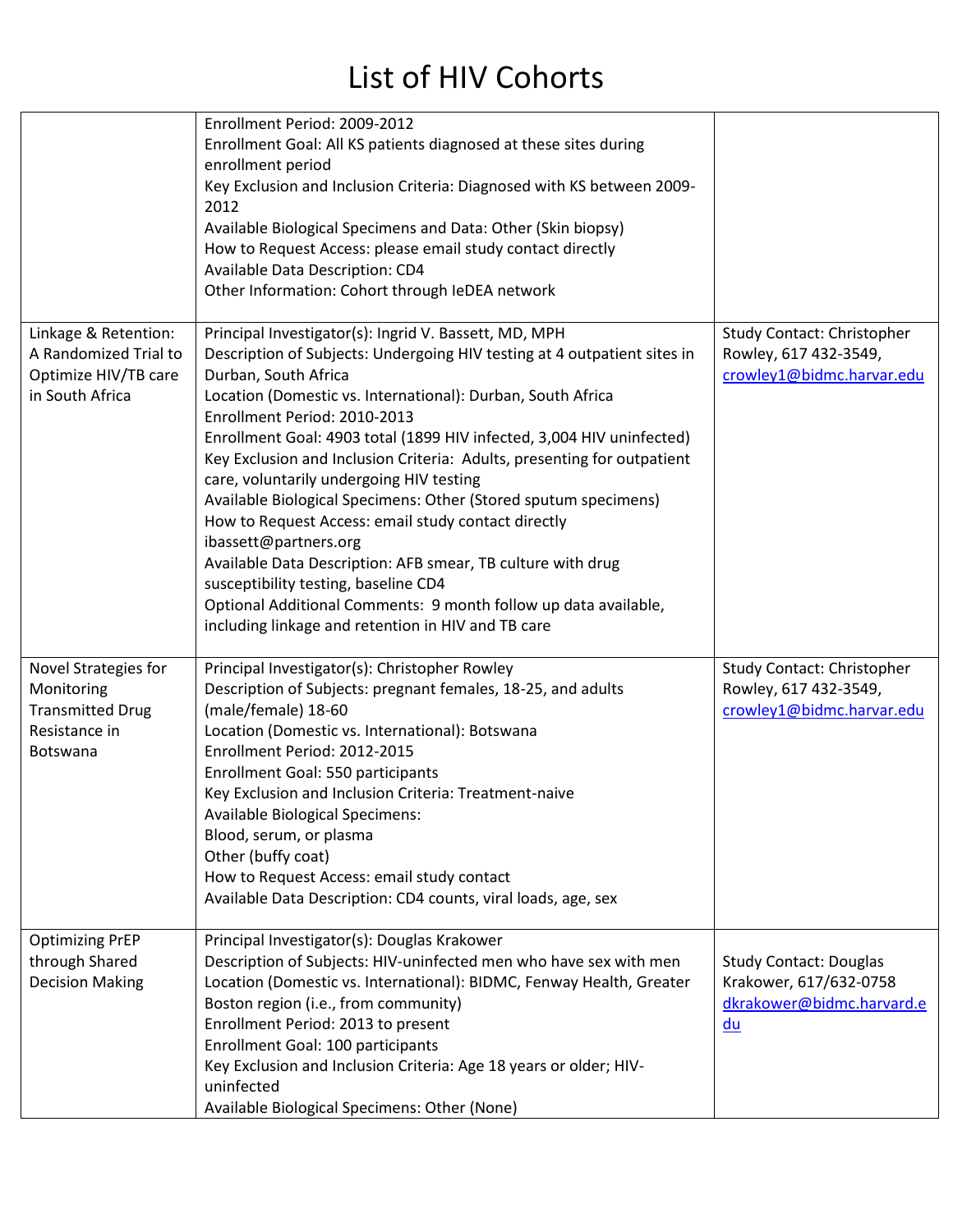# List of HIV Cohorts

| | | |
|---|---|---|
| | Enrollment Period: 2009-2012<br>Enrollment Goal: All KS patients diagnosed at these sites during enrollment period<br>Key Exclusion and Inclusion Criteria: Diagnosed with KS between 2009-2012<br>Available Biological Specimens and Data: Other (Skin biopsy)<br>How to Request Access: please email study contact directly<br>Available Data Description: CD4<br>Other Information: Cohort through IeDEA network | |
| Linkage & Retention: A Randomized Trial to Optimize HIV/TB care in South Africa | Principal Investigator(s): Ingrid V. Bassett, MD, MPH<br>Description of Subjects: Undergoing HIV testing at 4 outpatient sites in Durban, South Africa<br>Location (Domestic vs. International): Durban, South Africa<br>Enrollment Period: 2010-2013<br>Enrollment Goal: 4903 total (1899 HIV infected, 3,004 HIV uninfected)<br>Key Exclusion and Inclusion Criteria: Adults, presenting for outpatient care, voluntarily undergoing HIV testing<br>Available Biological Specimens: Other (Stored sputum specimens)<br>How to Request Access: email study contact directly ibassett@partners.org<br>Available Data Description: AFB smear, TB culture with drug susceptibility testing, baseline CD4<br>Optional Additional Comments: 9 month follow up data available, including linkage and retention in HIV and TB care | Study Contact: Christopher Rowley, 617 432-3549, crowley1@bidmc.harvar.edu |
| Novel Strategies for Monitoring Transmitted Drug Resistance in Botswana | Principal Investigator(s): Christopher Rowley<br>Description of Subjects: pregnant females, 18-25, and adults (male/female) 18-60<br>Location (Domestic vs. International): Botswana<br>Enrollment Period: 2012-2015<br>Enrollment Goal: 550 participants<br>Key Exclusion and Inclusion Criteria: Treatment-naive<br>Available Biological Specimens:<br>Blood, serum, or plasma<br>Other (buffy coat)<br>How to Request Access: email study contact<br>Available Data Description: CD4 counts, viral loads, age, sex | Study Contact: Christopher Rowley, 617 432-3549, crowley1@bidmc.harvar.edu |
| Optimizing PrEP through Shared Decision Making | Principal Investigator(s): Douglas Krakower<br>Description of Subjects: HIV-uninfected men who have sex with men<br>Location (Domestic vs. International): BIDMC, Fenway Health, Greater Boston region (i.e., from community)<br>Enrollment Period: 2013 to present<br>Enrollment Goal: 100 participants<br>Key Exclusion and Inclusion Criteria: Age 18 years or older; HIV-uninfected<br>Available Biological Specimens: Other (None) | Study Contact: Douglas Krakower, 617/632-0758 dkrakower@bidmc.harvard.edu |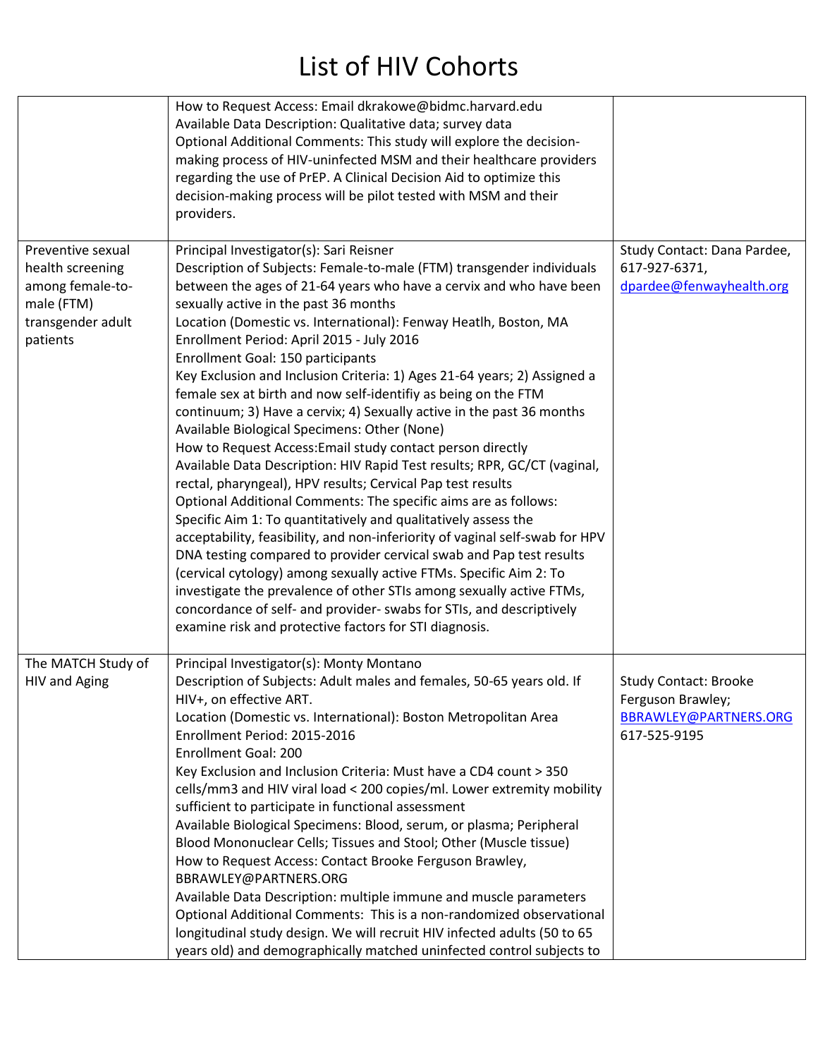# List of HIV Cohorts

| | | |
|---|---|---|
| | How to Request Access: Email dkrakowe@bidmc.harvard.edu<br>Available Data Description: Qualitative data; survey data<br>Optional Additional Comments: This study will explore the decision-making process of HIV-uninfected MSM and their healthcare providers regarding the use of PrEP. A Clinical Decision Aid to optimize this decision-making process will be pilot tested with MSM and their providers. | |
| Preventive sexual health screening among female-to-male (FTM) transgender adult patients | Principal Investigator(s): Sari Reisner<br>Description of Subjects: Female-to-male (FTM) transgender individuals between the ages of 21-64 years who have a cervix and who have been sexually active in the past 36 months<br>Location (Domestic vs. International): Fenway Heatlh, Boston, MA<br>Enrollment Period: April 2015 - July 2016<br>Enrollment Goal: 150 participants<br>Key Exclusion and Inclusion Criteria: 1) Ages 21-64 years; 2) Assigned a female sex at birth and now self-identifiy as being on the FTM continuum; 3) Have a cervix; 4) Sexually active in the past 36 months<br>Available Biological Specimens: Other (None)<br>How to Request Access:Email study contact person directly<br>Available Data Description: HIV Rapid Test results; RPR, GC/CT (vaginal, rectal, pharyngeal), HPV results; Cervical Pap test results<br>Optional Additional Comments: The specific aims are as follows: Specific Aim 1: To quantitatively and qualitatively assess the acceptability, feasibility, and non-inferiority of vaginal self-swab for HPV DNA testing compared to provider cervical swab and Pap test results (cervical cytology) among sexually active FTMs. Specific Aim 2: To investigate the prevalence of other STIs among sexually active FTMs, concordance of self- and provider- swabs for STIs, and descriptively examine risk and protective factors for STI diagnosis. | Study Contact: Dana Pardee, 617-927-6371, dpardee@fenwayhealth.org |
| The MATCH Study of HIV and Aging | Principal Investigator(s): Monty Montano<br>Description of Subjects: Adult males and females, 50-65 years old. If HIV+, on effective ART.<br>Location (Domestic vs. International): Boston Metropolitan Area<br>Enrollment Period: 2015-2016<br>Enrollment Goal: 200<br>Key Exclusion and Inclusion Criteria: Must have a CD4 count > 350 cells/mm3 and HIV viral load < 200 copies/ml. Lower extremity mobility sufficient to participate in functional assessment<br>Available Biological Specimens: Blood, serum, or plasma; Peripheral Blood Mononuclear Cells; Tissues and Stool; Other (Muscle tissue)<br>How to Request Access: Contact Brooke Ferguson Brawley, BBRAWLEY@PARTNERS.ORG<br>Available Data Description: multiple immune and muscle parameters<br>Optional Additional Comments: This is a non-randomized observational longitudinal study design. We will recruit HIV infected adults (50 to 65 years old) and demographically matched uninfected control subjects to | Study Contact: Brooke Ferguson Brawley; BBRAWLEY@PARTNERS.ORG 617-525-9195 |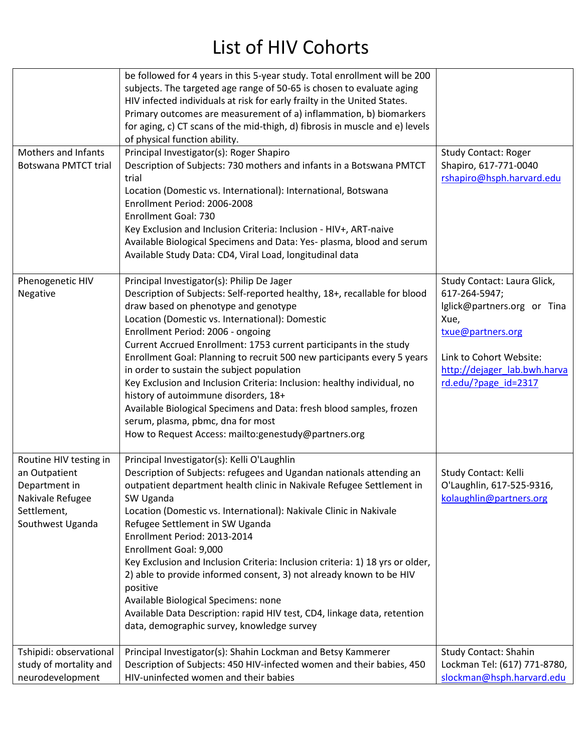# List of HIV Cohorts

| | | |
|---|---|---|
| | be followed for 4 years in this 5-year study. Total enrollment will be 200 subjects. The targeted age range of 50-65 is chosen to evaluate aging HIV infected individuals at risk for early frailty in the United States. Primary outcomes are measurement of a) inflammation, b) biomarkers for aging, c) CT scans of the mid-thigh, d) fibrosis in muscle and e) levels of physical function ability. | |
| Mothers and Infants Botswana PMTCT trial | Principal Investigator(s): Roger Shapiro<br>Description of Subjects: 730 mothers and infants in a Botswana PMTCT trial<br>Location (Domestic vs. International): International, Botswana<br>Enrollment Period: 2006-2008<br>Enrollment Goal: 730<br>Key Exclusion and Inclusion Criteria: Inclusion - HIV+, ART-naive<br>Available Biological Specimens and Data: Yes- plasma, blood and serum<br>Available Study Data: CD4, Viral Load, longitudinal data | Study Contact: Roger Shapiro, 617-771-0040 rshapiro@hsph.harvard.edu |
| Phenogenetic HIV Negative | Principal Investigator(s): Philip De Jager<br>Description of Subjects: Self-reported healthy, 18+, recallable for blood draw based on phenotype and genotype<br>Location (Domestic vs. International): Domestic<br>Enrollment Period: 2006 - ongoing<br>Current Accrued Enrollment: 1753 current participants in the study<br>Enrollment Goal: Planning to recruit 500 new participants every 5 years in order to sustain the subject population<br>Key Exclusion and Inclusion Criteria: Inclusion: healthy individual, no history of autoimmune disorders, 18+<br>Available Biological Specimens and Data: fresh blood samples, frozen serum, plasma, pbmc, dna for most<br>How to Request Access: mailto:genestudy@partners.org | Study Contact: Laura Glick, 617-264-5947; lglick@partners.org or Tina Xue, txue@partners.org<br><br>Link to Cohort Website: http://dejager_lab.bwh.harvard.edu/?page_id=2317 |
| Routine HIV testing in an Outpatient Department in Nakivale Refugee Settlement, Southwest Uganda | Principal Investigator(s): Kelli O'Laughlin<br>Description of Subjects: refugees and Ugandan nationals attending an outpatient department health clinic in Nakivale Refugee Settlement in SW Uganda<br>Location (Domestic vs. International): Nakivale Clinic in Nakivale Refugee Settlement in SW Uganda<br>Enrollment Period: 2013-2014<br>Enrollment Goal: 9,000<br>Key Exclusion and Inclusion Criteria: Inclusion criteria: 1) 18 yrs or older, 2) able to provide informed consent, 3) not already known to be HIV positive<br>Available Biological Specimens: none<br>Available Data Description: rapid HIV test, CD4, linkage data, retention data, demographic survey, knowledge survey | Study Contact: Kelli O'Laughlin, 617-525-9316, kolaughlin@partners.org |
| Tshipidi: observational study of mortality and neurodevelopment | Principal Investigator(s): Shahin Lockman and Betsy Kammerer<br>Description of Subjects: 450 HIV-infected women and their babies, 450 HIV-uninfected women and their babies | Study Contact: Shahin Lockman Tel: (617) 771-8780, slockman@hsph.harvard.edu |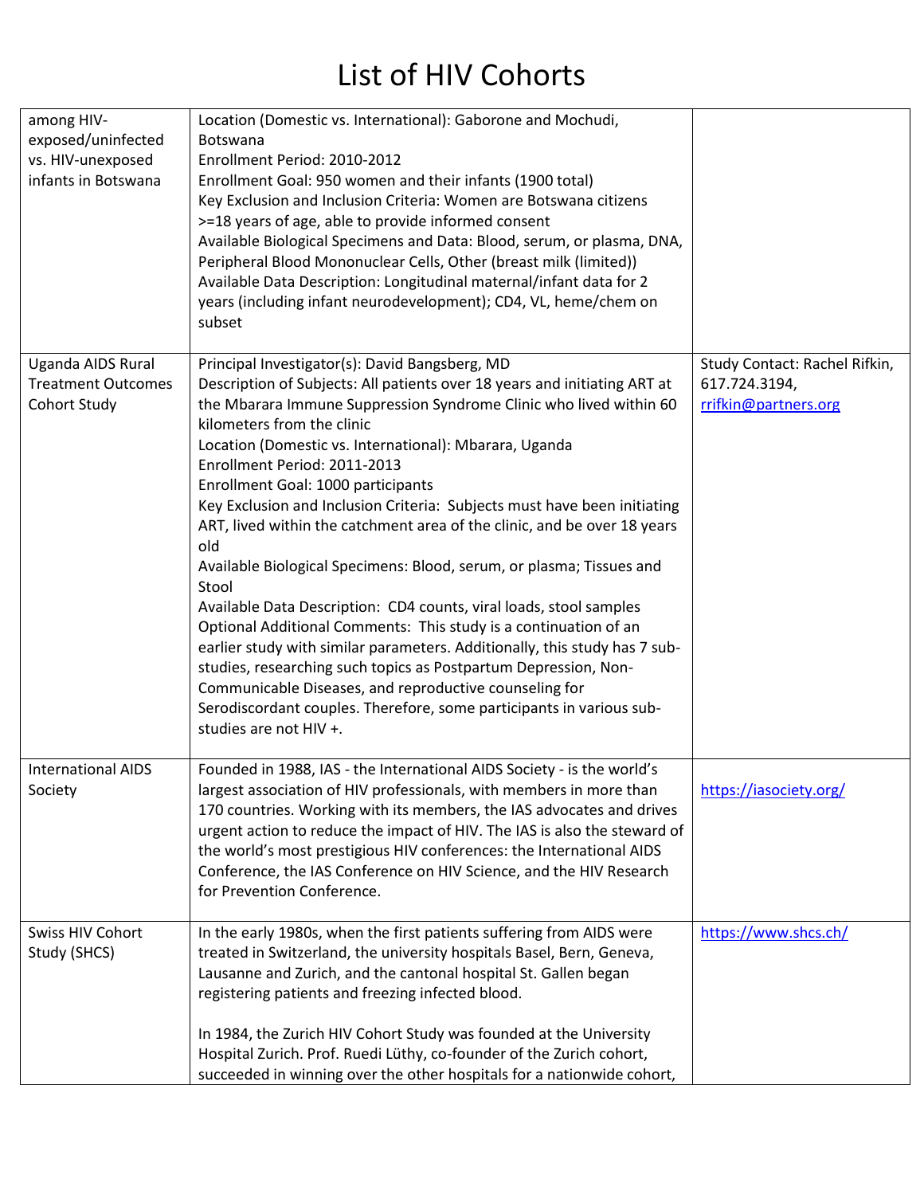# List of HIV Cohorts

| | | |
|---|---|---|
| among HIV-exposed/uninfected vs. HIV-unexposed infants in Botswana | Location (Domestic vs. International): Gaborone and Mochudi, Botswana<br>Enrollment Period: 2010-2012<br>Enrollment Goal: 950 women and their infants (1900 total)<br>Key Exclusion and Inclusion Criteria: Women are Botswana citizens >=18 years of age, able to provide informed consent<br>Available Biological Specimens and Data: Blood, serum, or plasma, DNA, Peripheral Blood Mononuclear Cells, Other (breast milk (limited))<br>Available Data Description: Longitudinal maternal/infant data for 2 years (including infant neurodevelopment); CD4, VL, heme/chem on subset | |
| Uganda AIDS Rural Treatment Outcomes Cohort Study | Principal Investigator(s): David Bangsberg, MD<br>Description of Subjects: All patients over 18 years and initiating ART at the Mbarara Immune Suppression Syndrome Clinic who lived within 60 kilometers from the clinic<br>Location (Domestic vs. International): Mbarara, Uganda<br>Enrollment Period: 2011-2013<br>Enrollment Goal: 1000 participants<br>Key Exclusion and Inclusion Criteria: Subjects must have been initiating ART, lived within the catchment area of the clinic, and be over 18 years old<br>Available Biological Specimens: Blood, serum, or plasma; Tissues and Stool<br>Available Data Description: CD4 counts, viral loads, stool samples<br>Optional Additional Comments: This study is a continuation of an earlier study with similar parameters. Additionally, this study has 7 sub-studies, researching such topics as Postpartum Depression, Non-Communicable Diseases, and reproductive counseling for Serodiscordant couples. Therefore, some participants in various sub-studies are not HIV +. | Study Contact: Rachel Rifkin, 617.724.3194, rrifkin@partners.org |
| International AIDS Society | Founded in 1988, IAS - the International AIDS Society - is the world's largest association of HIV professionals, with members in more than 170 countries. Working with its members, the IAS advocates and drives urgent action to reduce the impact of HIV. The IAS is also the steward of the world's most prestigious HIV conferences: the International AIDS Conference, the IAS Conference on HIV Science, and the HIV Research for Prevention Conference. | https://iasociety.org/ |
| Swiss HIV Cohort Study (SHCS) | In the early 1980s, when the first patients suffering from AIDS were treated in Switzerland, the university hospitals Basel, Bern, Geneva, Lausanne and Zurich, and the cantonal hospital St. Gallen began registering patients and freezing infected blood.<br><br>In 1984, the Zurich HIV Cohort Study was founded at the University Hospital Zurich. Prof. Ruedi Lüthy, co-founder of the Zurich cohort, succeeded in winning over the other hospitals for a nationwide cohort, | https://www.shcs.ch/ |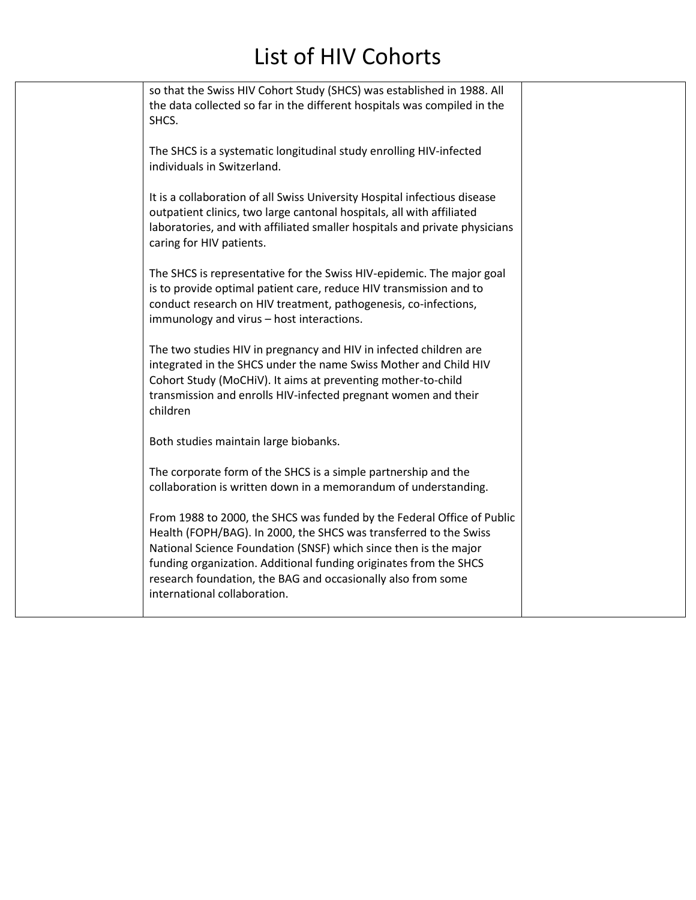| | | |
|---|---|---|
| | so that the Swiss HIV Cohort Study (SHCS) was established in 1988. All the data collected so far in the different hospitals was compiled in the SHCS.<br><br>The SHCS is a systematic longitudinal study enrolling HIV-infected individuals in Switzerland.<br><br>It is a collaboration of all Swiss University Hospital infectious disease outpatient clinics, two large cantonal hospitals, all with affiliated laboratories, and with affiliated smaller hospitals and private physicians caring for HIV patients.<br><br>The SHCS is representative for the Swiss HIV-epidemic. The major goal is to provide optimal patient care, reduce HIV transmission and to conduct research on HIV treatment, pathogenesis, co-infections, immunology and virus – host interactions.<br><br>The two studies HIV in pregnancy and HIV in infected children are integrated in the SHCS under the name Swiss Mother and Child HIV Cohort Study (MoCHiV). It aims at preventing mother-to-child transmission and enrolls HIV-infected pregnant women and their children<br><br>Both studies maintain large biobanks.<br><br>The corporate form of the SHCS is a simple partnership and the collaboration is written down in a memorandum of understanding.<br><br>From 1988 to 2000, the SHCS was funded by the Federal Office of Public Health (FOPH/BAG). In 2000, the SHCS was transferred to the Swiss National Science Foundation (SNSF) which since then is the major funding organization. Additional funding originates from the SHCS research foundation, the BAG and occasionally also from some international collaboration. | |